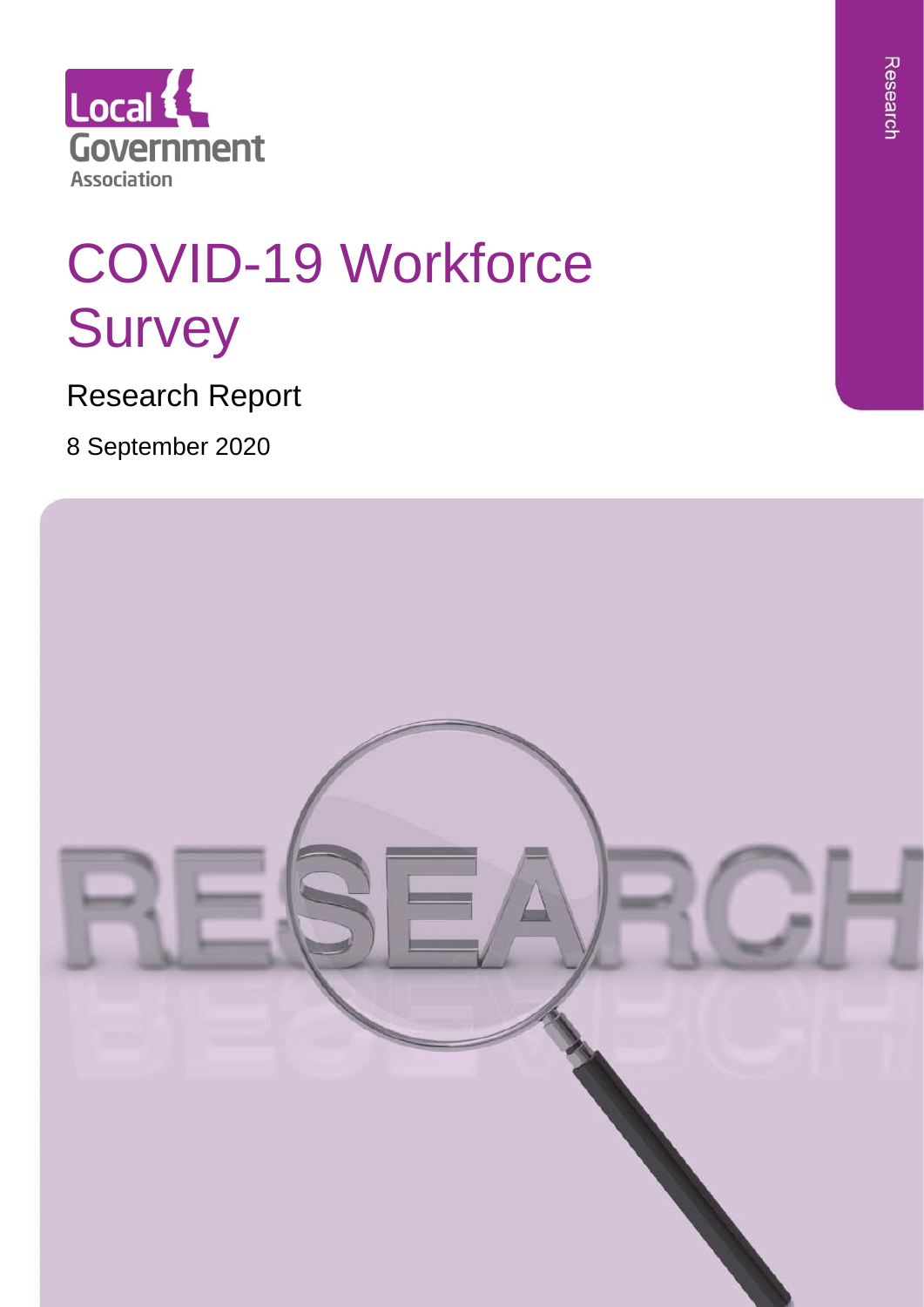Local Government Association

# COVID-19 Workforce Survey

## Research Report

8 September 2020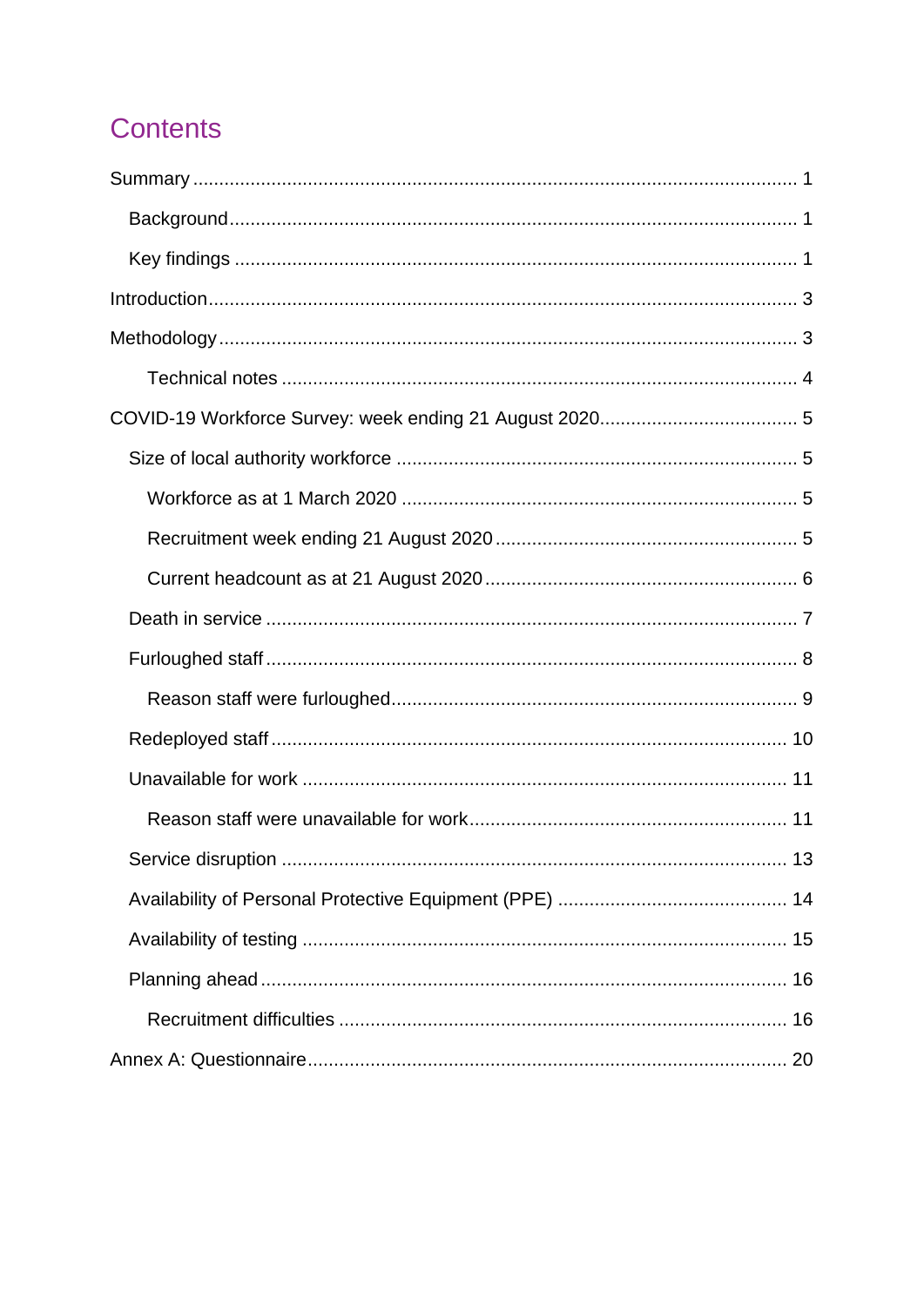# Contents

Summary ........................................................................................................................ 1

- Background ................................................................................................................ 1
- Key findings ................................................................................................................ 1

Introduction ..................................................................................................................... 3

Methodology .................................................................................................................... 3

- Technical notes ........................................................................................................ 4

COVID-19 Workforce Survey: week ending 21 August 2020 ............................................ 5

- Size of local authority workforce .................................................................................. 5
  - Workforce as at 1 March 2020 ................................................................................ 5
  - Recruitment week ending 21 August 2020 ............................................................... 5
  - Current headcount as at 21 August 2020 ................................................................. 6
- Death in service .......................................................................................................... 7
- Furloughed staff .......................................................................................................... 8
  - Reason staff were furloughed ................................................................................... 9
- Redeployed staff ........................................................................................................ 10
- Unavailable for work .................................................................................................. 11
  - Reason staff were unavailable for work .................................................................. 11
- Service disruption ...................................................................................................... 13
- Availability of Personal Protective Equipment (PPE) .................................................. 14
- Availability of testing .................................................................................................. 15
- Planning ahead .......................................................................................................... 16
  - Recruitment difficulties ........................................................................................... 16

Annex A: Questionnaire ................................................................................................. 20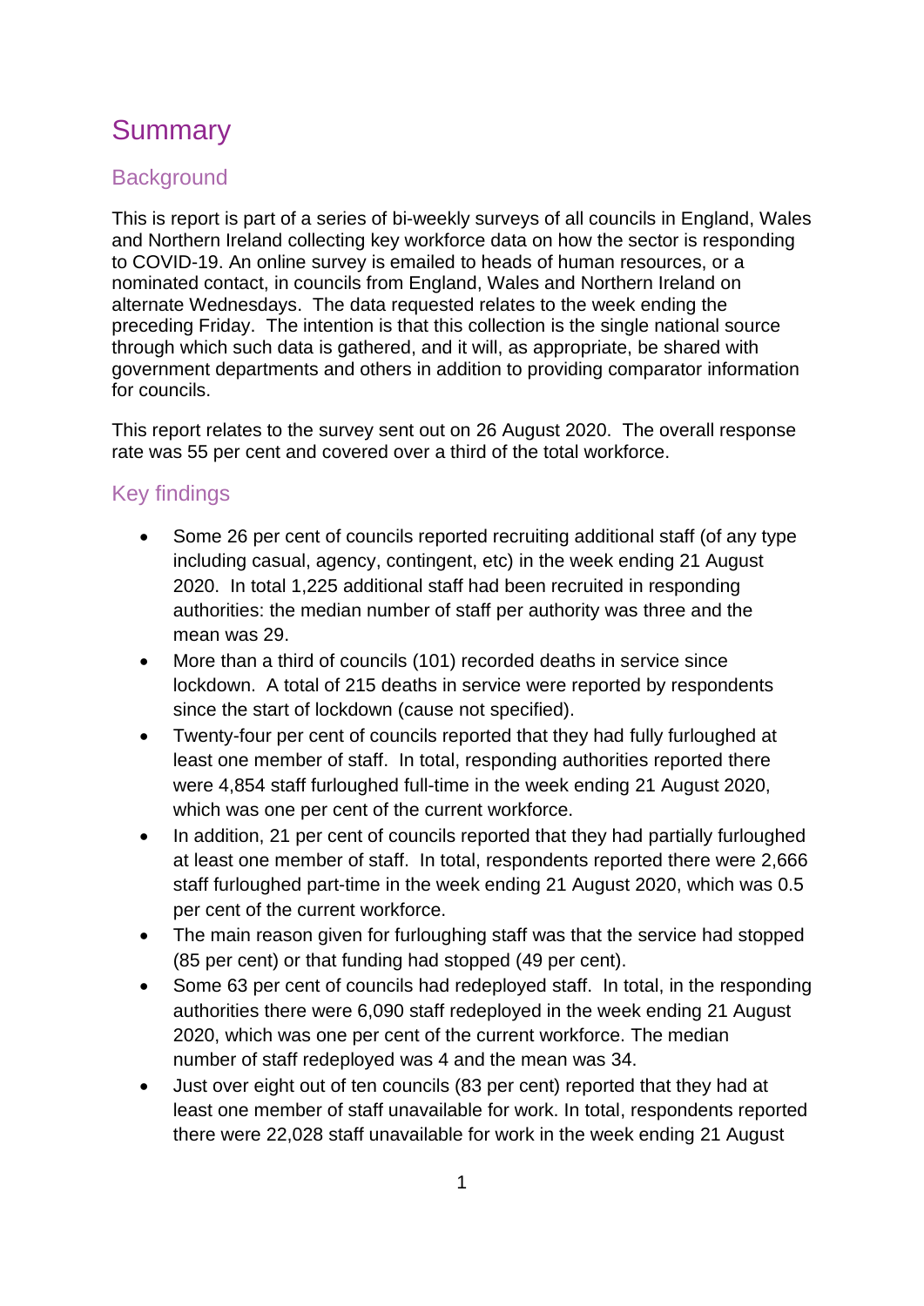# Summary

## Background

This is report is part of a series of bi-weekly surveys of all councils in England, Wales and Northern Ireland collecting key workforce data on how the sector is responding to COVID-19. An online survey is emailed to heads of human resources, or a nominated contact, in councils from England, Wales and Northern Ireland on alternate Wednesdays. The data requested relates to the week ending the preceding Friday. The intention is that this collection is the single national source through which such data is gathered, and it will, as appropriate, be shared with government departments and others in addition to providing comparator information for councils.

This report relates to the survey sent out on 26 August 2020. The overall response rate was 55 per cent and covered over a third of the total workforce.

## Key findings

- Some 26 per cent of councils reported recruiting additional staff (of any type including casual, agency, contingent, etc) in the week ending 21 August 2020. In total 1,225 additional staff had been recruited in responding authorities: the median number of staff per authority was three and the mean was 29.
- More than a third of councils (101) recorded deaths in service since lockdown. A total of 215 deaths in service were reported by respondents since the start of lockdown (cause not specified).
- Twenty-four per cent of councils reported that they had fully furloughed at least one member of staff. In total, responding authorities reported there were 4,854 staff furloughed full-time in the week ending 21 August 2020, which was one per cent of the current workforce.
- In addition, 21 per cent of councils reported that they had partially furloughed at least one member of staff. In total, respondents reported there were 2,666 staff furloughed part-time in the week ending 21 August 2020, which was 0.5 per cent of the current workforce.
- The main reason given for furloughing staff was that the service had stopped (85 per cent) or that funding had stopped (49 per cent).
- Some 63 per cent of councils had redeployed staff. In total, in the responding authorities there were 6,090 staff redeployed in the week ending 21 August 2020, which was one per cent of the current workforce. The median number of staff redeployed was 4 and the mean was 34.
- Just over eight out of ten councils (83 per cent) reported that they had at least one member of staff unavailable for work. In total, respondents reported there were 22,028 staff unavailable for work in the week ending 21 August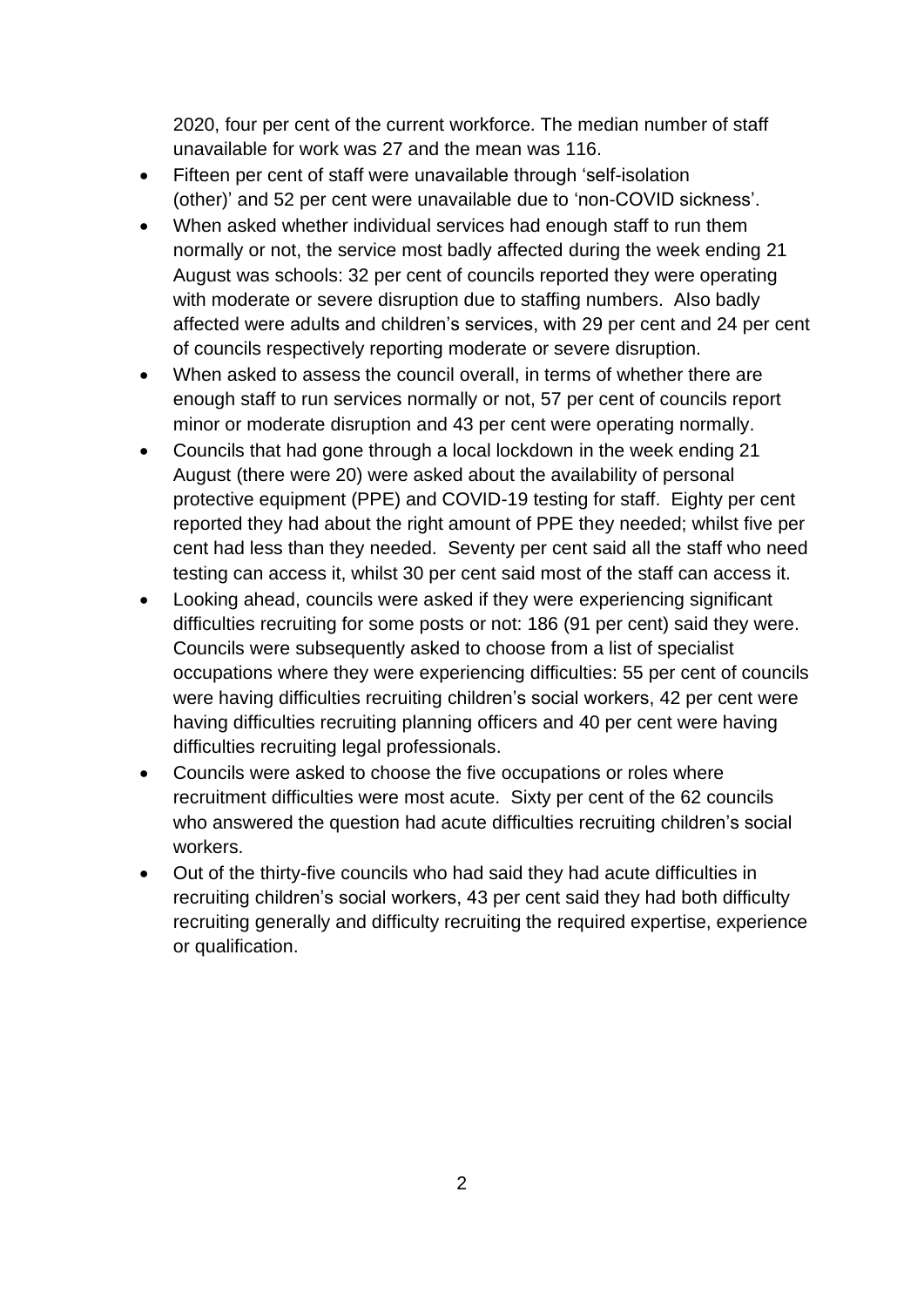2020, four per cent of the current workforce. The median number of staff unavailable for work was 27 and the mean was 116.

- Fifteen per cent of staff were unavailable through 'self-isolation (other)' and 52 per cent were unavailable due to 'non-COVID sickness'.
- When asked whether individual services had enough staff to run them normally or not, the service most badly affected during the week ending 21 August was schools: 32 per cent of councils reported they were operating with moderate or severe disruption due to staffing numbers. Also badly affected were adults and children's services, with 29 per cent and 24 per cent of councils respectively reporting moderate or severe disruption.
- When asked to assess the council overall, in terms of whether there are enough staff to run services normally or not, 57 per cent of councils report minor or moderate disruption and 43 per cent were operating normally.
- Councils that had gone through a local lockdown in the week ending 21 August (there were 20) were asked about the availability of personal protective equipment (PPE) and COVID-19 testing for staff. Eighty per cent reported they had about the right amount of PPE they needed; whilst five per cent had less than they needed. Seventy per cent said all the staff who need testing can access it, whilst 30 per cent said most of the staff can access it.
- Looking ahead, councils were asked if they were experiencing significant difficulties recruiting for some posts or not: 186 (91 per cent) said they were. Councils were subsequently asked to choose from a list of specialist occupations where they were experiencing difficulties: 55 per cent of councils were having difficulties recruiting children's social workers, 42 per cent were having difficulties recruiting planning officers and 40 per cent were having difficulties recruiting legal professionals.
- Councils were asked to choose the five occupations or roles where recruitment difficulties were most acute. Sixty per cent of the 62 councils who answered the question had acute difficulties recruiting children's social workers.
- Out of the thirty-five councils who had said they had acute difficulties in recruiting children's social workers, 43 per cent said they had both difficulty recruiting generally and difficulty recruiting the required expertise, experience or qualification.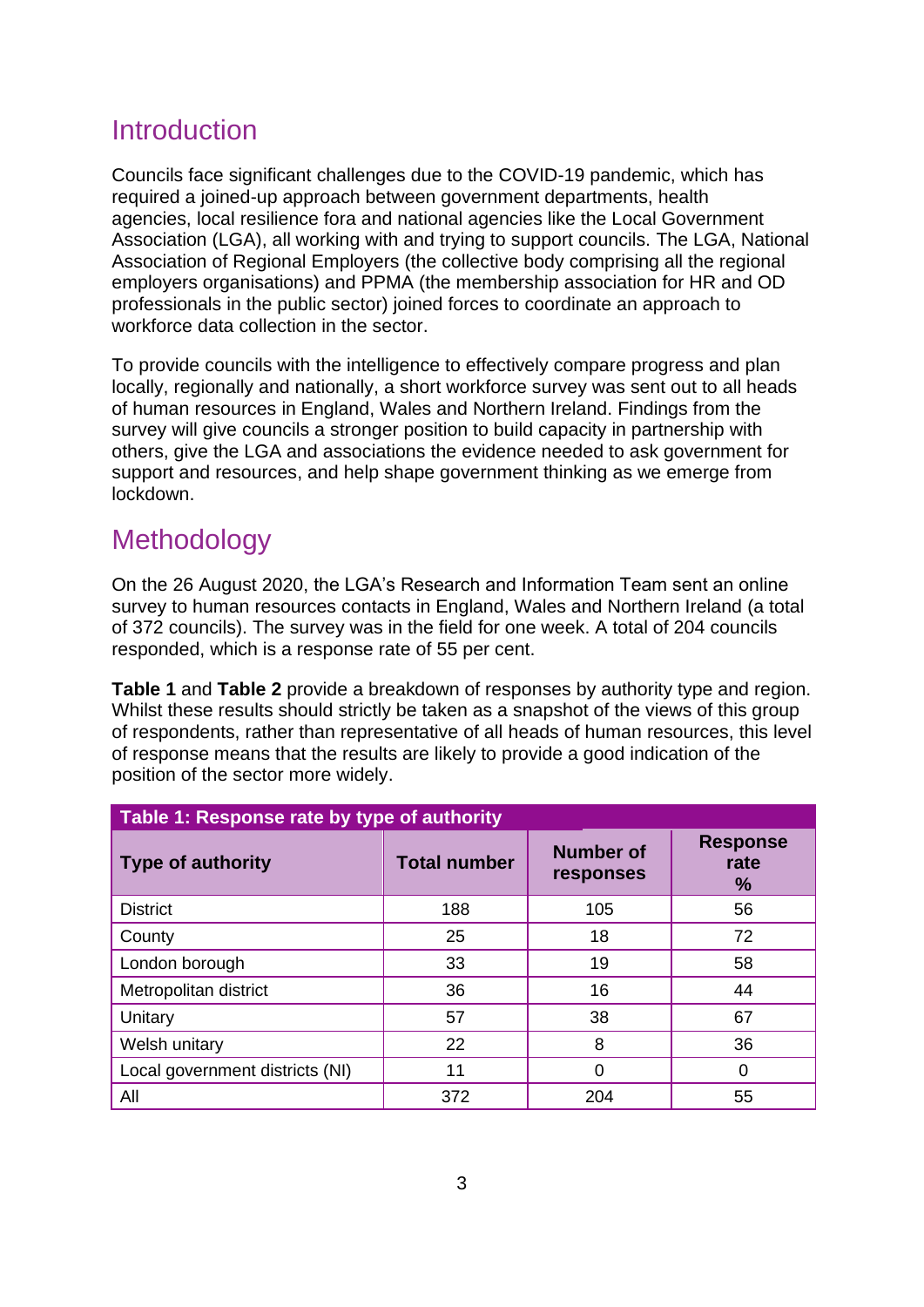## Introduction

Councils face significant challenges due to the COVID-19 pandemic, which has required a joined-up approach between government departments, health agencies, local resilience fora and national agencies like the Local Government Association (LGA), all working with and trying to support councils. The LGA, National Association of Regional Employers (the collective body comprising all the regional employers organisations) and PPMA (the membership association for HR and OD professionals in the public sector) joined forces to coordinate an approach to workforce data collection in the sector.

To provide councils with the intelligence to effectively compare progress and plan locally, regionally and nationally, a short workforce survey was sent out to all heads of human resources in England, Wales and Northern Ireland. Findings from the survey will give councils a stronger position to build capacity in partnership with others, give the LGA and associations the evidence needed to ask government for support and resources, and help shape government thinking as we emerge from lockdown.

## Methodology

On the 26 August 2020, the LGA's Research and Information Team sent an online survey to human resources contacts in England, Wales and Northern Ireland (a total of 372 councils). The survey was in the field for one week. A total of 204 councils responded, which is a response rate of 55 per cent.

**Table 1** and **Table 2** provide a breakdown of responses by authority type and region. Whilst these results should strictly be taken as a snapshot of the views of this group of respondents, rather than representative of all heads of human resources, this level of response means that the results are likely to provide a good indication of the position of the sector more widely.

**Table 1: Response rate by type of authority**

| Type of authority | Total number | Number of responses | Response rate % |
|---|---|---|---|
| District | 188 | 105 | 56 |
| County | 25 | 18 | 72 |
| London borough | 33 | 19 | 58 |
| Metropolitan district | 36 | 16 | 44 |
| Unitary | 57 | 38 | 67 |
| Welsh unitary | 22 | 8 | 36 |
| Local government districts (NI) | 11 | 0 | 0 |
| All | 372 | 204 | 55 |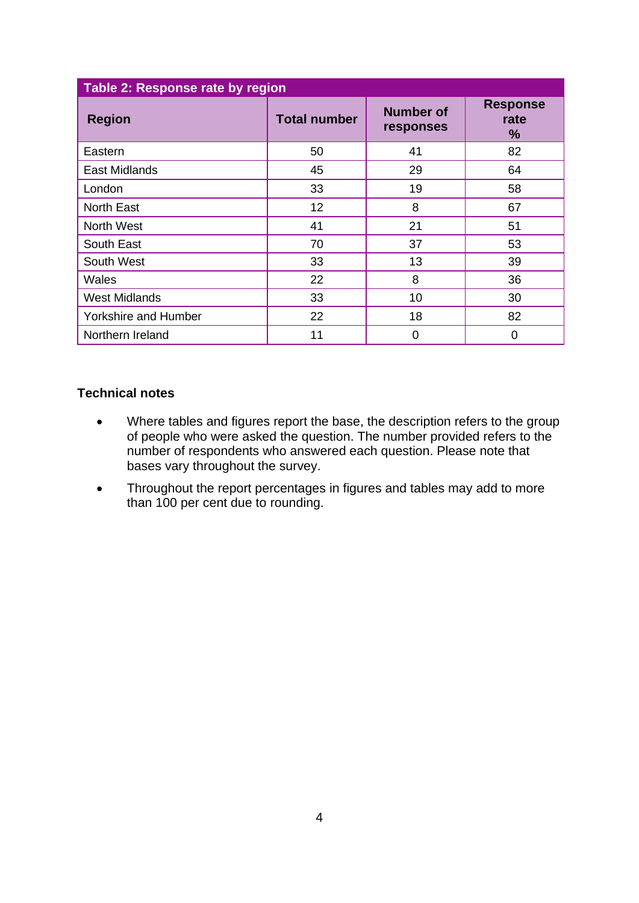**Table 2: Response rate by region**

| Region | Total number | Number of responses | Response rate % |
|---|---|---|---|
| Eastern | 50 | 41 | 82 |
| East Midlands | 45 | 29 | 64 |
| London | 33 | 19 | 58 |
| North East | 12 | 8 | 67 |
| North West | 41 | 21 | 51 |
| South East | 70 | 37 | 53 |
| South West | 33 | 13 | 39 |
| Wales | 22 | 8 | 36 |
| West Midlands | 33 | 10 | 30 |
| Yorkshire and Humber | 22 | 18 | 82 |
| Northern Ireland | 11 | 0 | 0 |

### Technical notes

- Where tables and figures report the base, the description refers to the group of people who were asked the question. The number provided refers to the number of respondents who answered each question. Please note that bases vary throughout the survey.
- Throughout the report percentages in figures and tables may add to more than 100 per cent due to rounding.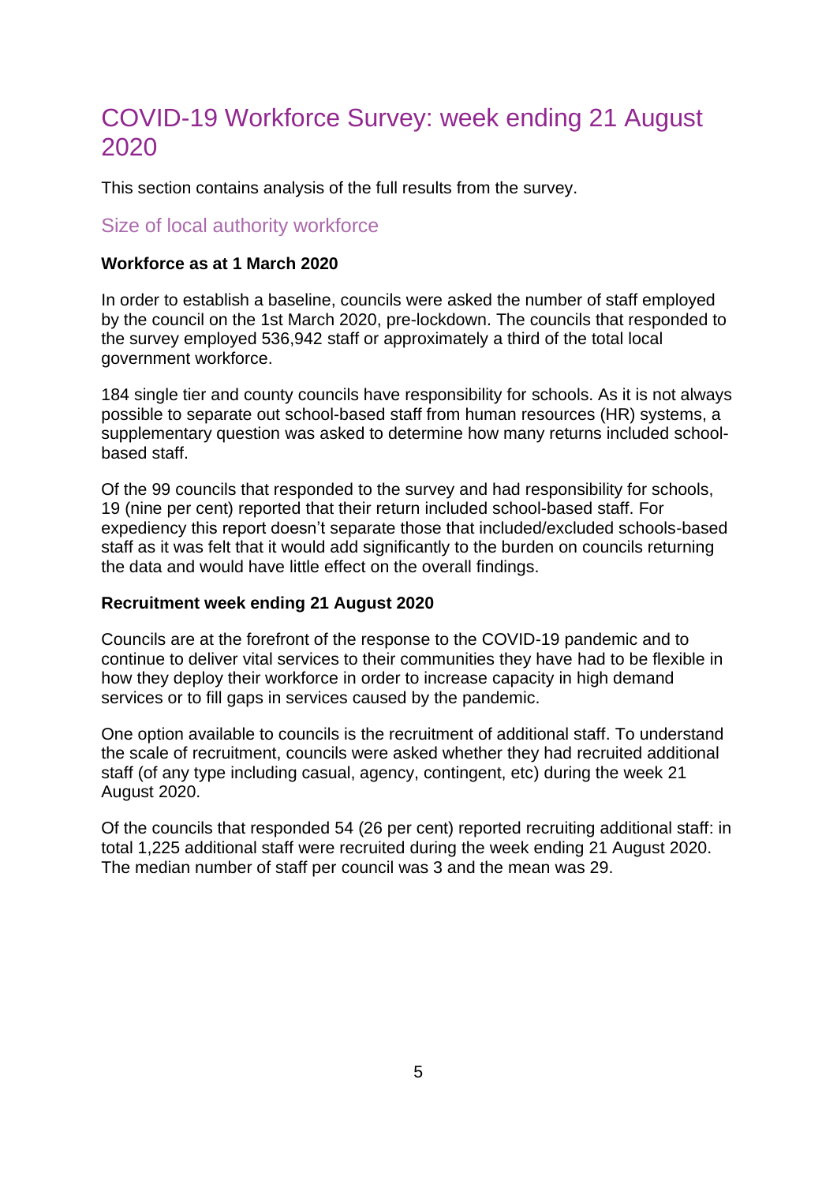# COVID-19 Workforce Survey: week ending 21 August 2020

This section contains analysis of the full results from the survey.

## Size of local authority workforce

**Workforce as at 1 March 2020**

In order to establish a baseline, councils were asked the number of staff employed by the council on the 1st March 2020, pre-lockdown. The councils that responded to the survey employed 536,942 staff or approximately a third of the total local government workforce.

184 single tier and county councils have responsibility for schools. As it is not always possible to separate out school-based staff from human resources (HR) systems, a supplementary question was asked to determine how many returns included school-based staff.

Of the 99 councils that responded to the survey and had responsibility for schools, 19 (nine per cent) reported that their return included school-based staff. For expediency this report doesn't separate those that included/excluded schools-based staff as it was felt that it would add significantly to the burden on councils returning the data and would have little effect on the overall findings.

**Recruitment week ending 21 August 2020**

Councils are at the forefront of the response to the COVID-19 pandemic and to continue to deliver vital services to their communities they have had to be flexible in how they deploy their workforce in order to increase capacity in high demand services or to fill gaps in services caused by the pandemic.

One option available to councils is the recruitment of additional staff. To understand the scale of recruitment, councils were asked whether they had recruited additional staff (of any type including casual, agency, contingent, etc) during the week 21 August 2020.

Of the councils that responded 54 (26 per cent) reported recruiting additional staff: in total 1,225 additional staff were recruited during the week ending 21 August 2020. The median number of staff per council was 3 and the mean was 29.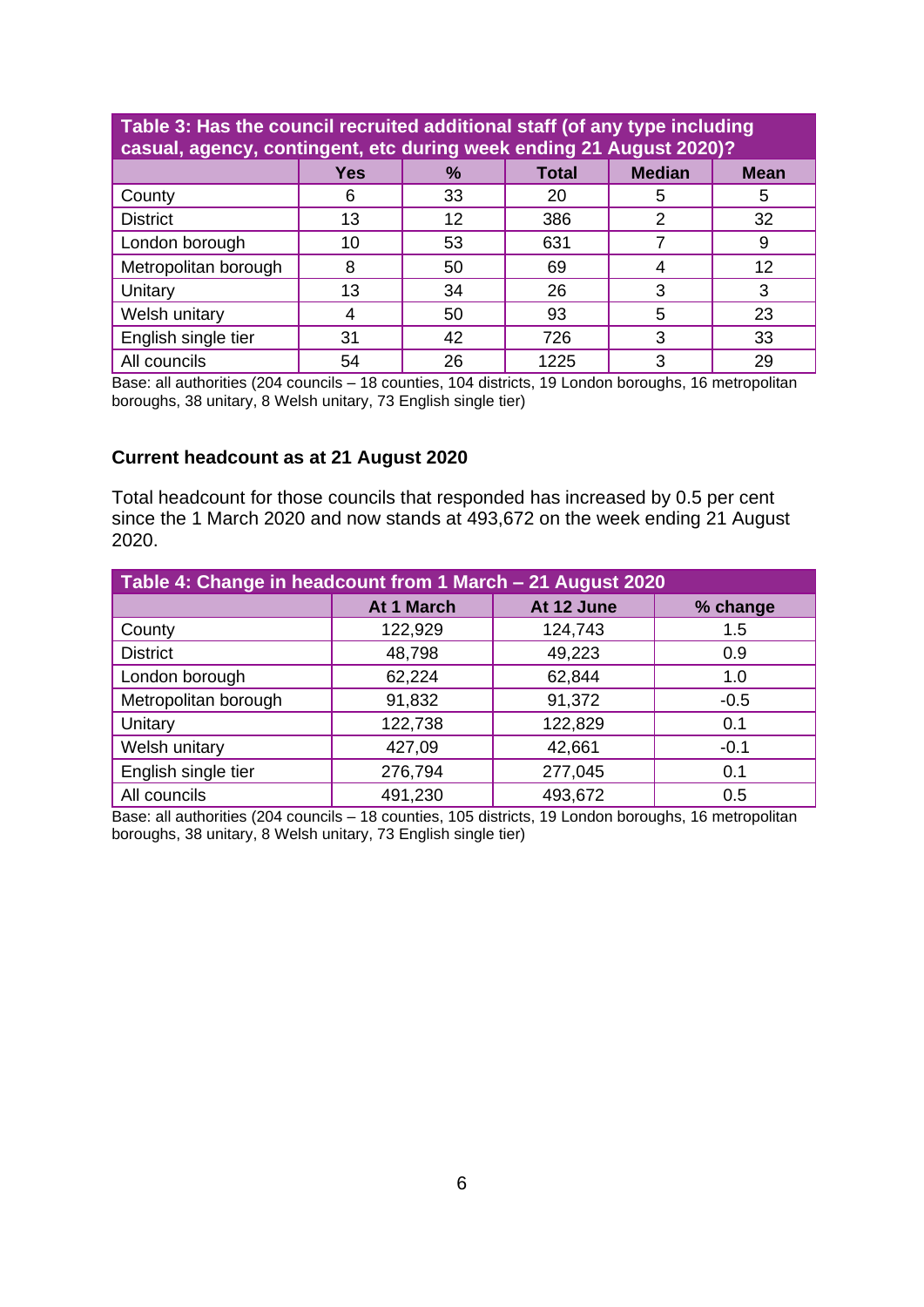| Table 3: Has the council recruited additional staff (of any type including casual, agency, contingent, etc during week ending 21 August 2020)? | | | | | |
|---|---|---|---|---|---|
| | Yes | % | Total | Median | Mean |
| County | 6 | 33 | 20 | 5 | 5 |
| District | 13 | 12 | 386 | 2 | 32 |
| London borough | 10 | 53 | 631 | 7 | 9 |
| Metropolitan borough | 8 | 50 | 69 | 4 | 12 |
| Unitary | 13 | 34 | 26 | 3 | 3 |
| Welsh unitary | 4 | 50 | 93 | 5 | 23 |
| English single tier | 31 | 42 | 726 | 3 | 33 |
| All councils | 54 | 26 | 1225 | 3 | 29 |

Base: all authorities (204 councils – 18 counties, 104 districts, 19 London boroughs, 16 metropolitan boroughs, 38 unitary, 8 Welsh unitary, 73 English single tier)

**Current headcount as at 21 August 2020**

Total headcount for those councils that responded has increased by 0.5 per cent since the 1 March 2020 and now stands at 493,672 on the week ending 21 August 2020.

| Table 4: Change in headcount from 1 March – 21 August 2020 | | | |
|---|---|---|---|
| | At 1 March | At 12 June | % change |
| County | 122,929 | 124,743 | 1.5 |
| District | 48,798 | 49,223 | 0.9 |
| London borough | 62,224 | 62,844 | 1.0 |
| Metropolitan borough | 91,832 | 91,372 | -0.5 |
| Unitary | 122,738 | 122,829 | 0.1 |
| Welsh unitary | 427,09 | 42,661 | -0.1 |
| English single tier | 276,794 | 277,045 | 0.1 |
| All councils | 491,230 | 493,672 | 0.5 |

Base: all authorities (204 councils – 18 counties, 105 districts, 19 London boroughs, 16 metropolitan boroughs, 38 unitary, 8 Welsh unitary, 73 English single tier)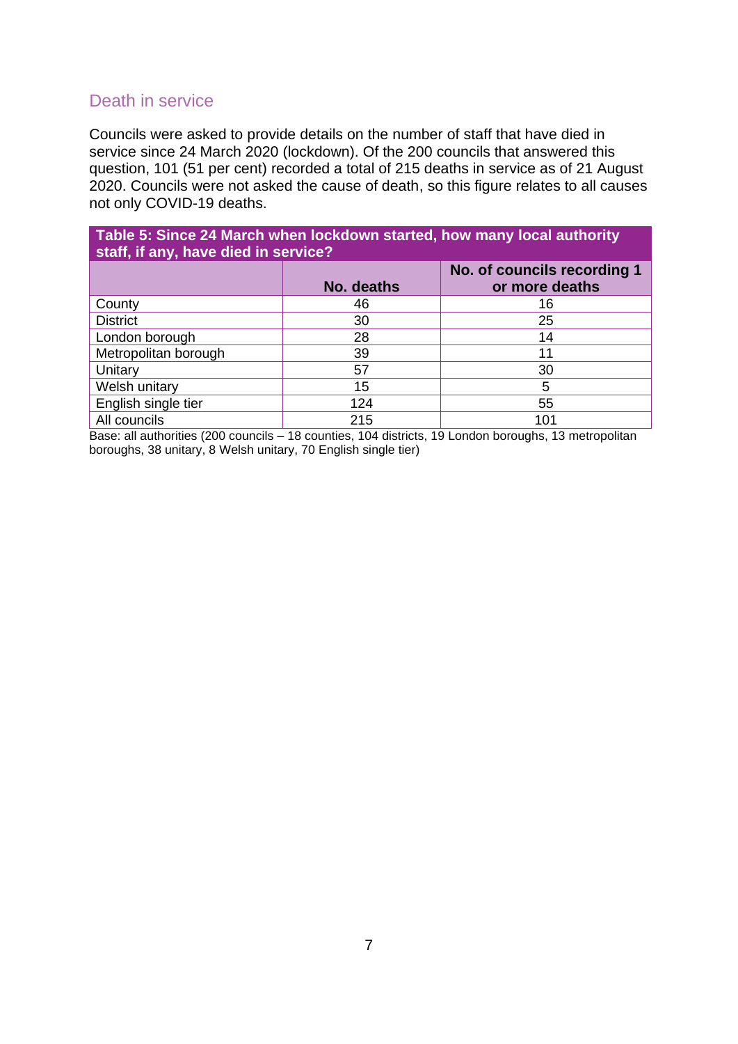## Death in service

Councils were asked to provide details on the number of staff that have died in service since 24 March 2020 (lockdown). Of the 200 councils that answered this question, 101 (51 per cent) recorded a total of 215 deaths in service as of 21 August 2020. Councils were not asked the cause of death, so this figure relates to all causes not only COVID-19 deaths.

**Table 5: Since 24 March when lockdown started, how many local authority staff, if any, have died in service?**

| | No. deaths | No. of councils recording 1 or more deaths |
|---|---|---|
| County | 46 | 16 |
| District | 30 | 25 |
| London borough | 28 | 14 |
| Metropolitan borough | 39 | 11 |
| Unitary | 57 | 30 |
| Welsh unitary | 15 | 5 |
| English single tier | 124 | 55 |
| All councils | 215 | 101 |

Base: all authorities (200 councils – 18 counties, 104 districts, 19 London boroughs, 13 metropolitan boroughs, 38 unitary, 8 Welsh unitary, 70 English single tier)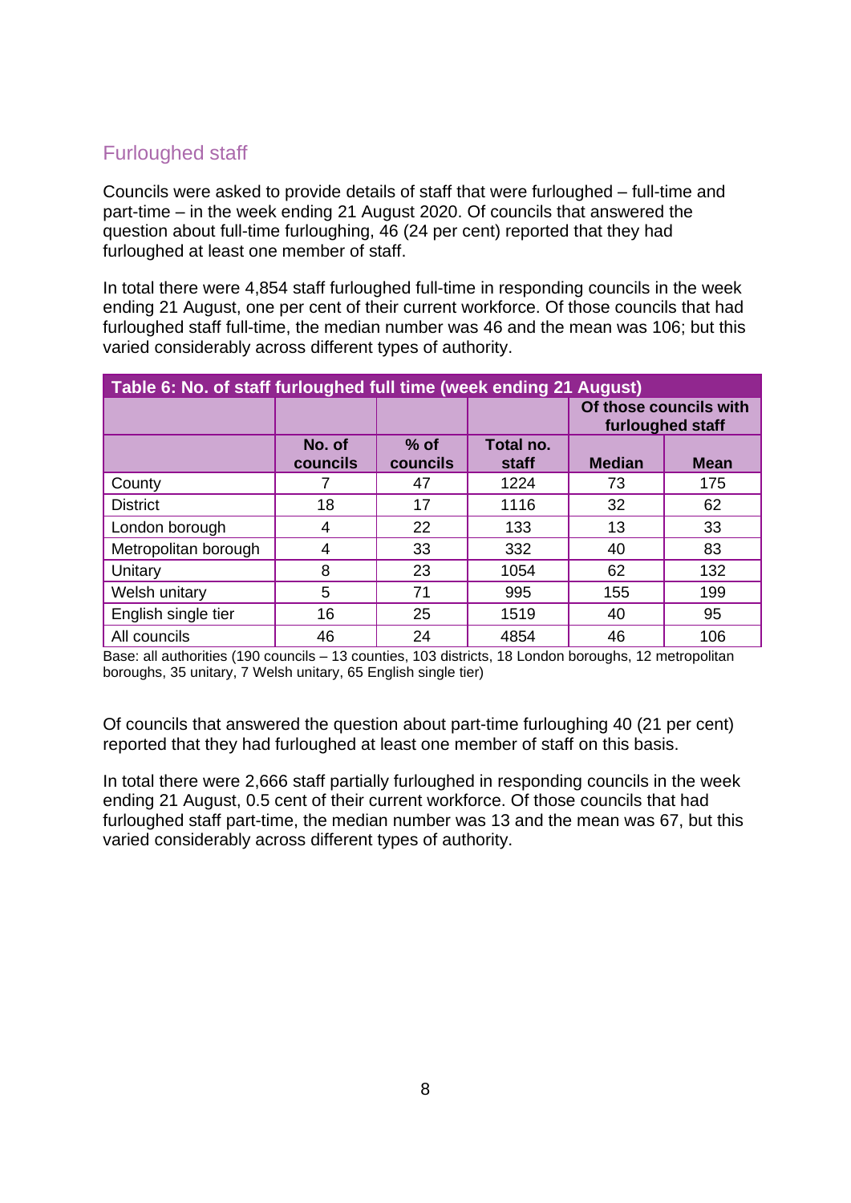## Furloughed staff

Councils were asked to provide details of staff that were furloughed – full-time and part-time – in the week ending 21 August 2020. Of councils that answered the question about full-time furloughing, 46 (24 per cent) reported that they had furloughed at least one member of staff.

In total there were 4,854 staff furloughed full-time in responding councils in the week ending 21 August, one per cent of their current workforce. Of those councils that had furloughed staff full-time, the median number was 46 and the mean was 106; but this varied considerably across different types of authority.

| Table 6: No. of staff furloughed full time (week ending 21 August) | | | | | |
|---|---|---|---|---|---|
| | | | | Of those councils with furloughed staff | |
| | No. of councils | % of councils | Total no. staff | Median | Mean |
| County | 7 | 47 | 1224 | 73 | 175 |
| District | 18 | 17 | 1116 | 32 | 62 |
| London borough | 4 | 22 | 133 | 13 | 33 |
| Metropolitan borough | 4 | 33 | 332 | 40 | 83 |
| Unitary | 8 | 23 | 1054 | 62 | 132 |
| Welsh unitary | 5 | 71 | 995 | 155 | 199 |
| English single tier | 16 | 25 | 1519 | 40 | 95 |
| All councils | 46 | 24 | 4854 | 46 | 106 |

Base: all authorities (190 councils – 13 counties, 103 districts, 18 London boroughs, 12 metropolitan boroughs, 35 unitary, 7 Welsh unitary, 65 English single tier)

Of councils that answered the question about part-time furloughing 40 (21 per cent) reported that they had furloughed at least one member of staff on this basis.

In total there were 2,666 staff partially furloughed in responding councils in the week ending 21 August, 0.5 cent of their current workforce. Of those councils that had furloughed staff part-time, the median number was 13 and the mean was 67, but this varied considerably across different types of authority.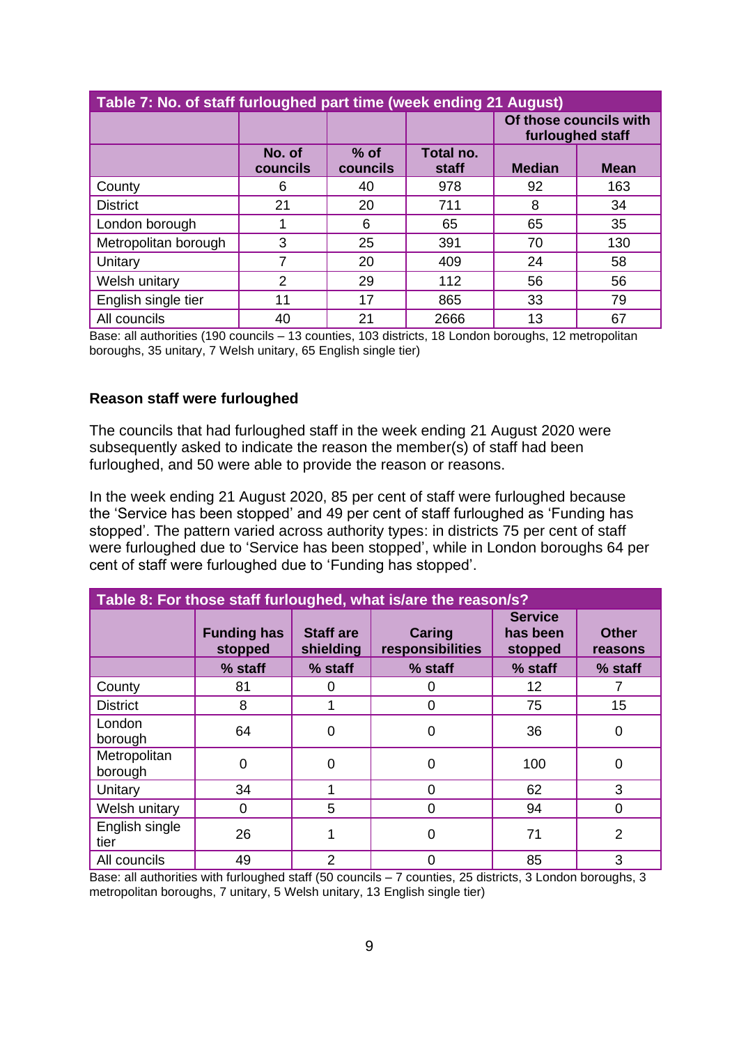| Table 7: No. of staff furloughed part time (week ending 21 August) | | | | | |
|---|---|---|---|---|---|
| | | | | Of those councils with furloughed staff | |
| | No. of councils | % of councils | Total no. staff | Median | Mean |
| County | 6 | 40 | 978 | 92 | 163 |
| District | 21 | 20 | 711 | 8 | 34 |
| London borough | 1 | 6 | 65 | 65 | 35 |
| Metropolitan borough | 3 | 25 | 391 | 70 | 130 |
| Unitary | 7 | 20 | 409 | 24 | 58 |
| Welsh unitary | 2 | 29 | 112 | 56 | 56 |
| English single tier | 11 | 17 | 865 | 33 | 79 |
| All councils | 40 | 21 | 2666 | 13 | 67 |

Base: all authorities (190 councils – 13 counties, 103 districts, 18 London boroughs, 12 metropolitan boroughs, 35 unitary, 7 Welsh unitary, 65 English single tier)

### Reason staff were furloughed

The councils that had furloughed staff in the week ending 21 August 2020 were subsequently asked to indicate the reason the member(s) of staff had been furloughed, and 50 were able to provide the reason or reasons.

In the week ending 21 August 2020, 85 per cent of staff were furloughed because the 'Service has been stopped' and 49 per cent of staff furloughed as 'Funding has stopped'. The pattern varied across authority types: in districts 75 per cent of staff were furloughed due to 'Service has been stopped', while in London boroughs 64 per cent of staff were furloughed due to 'Funding has stopped'.

| Table 8: For those staff furloughed, what is/are the reason/s? | | | | | |
|---|---|---|---|---|---|
| | Funding has stopped | Staff are shielding | Caring responsibilities | Service has been stopped | Other reasons |
| | % staff | % staff | % staff | % staff | % staff |
| County | 81 | 0 | 0 | 12 | 7 |
| District | 8 | 1 | 0 | 75 | 15 |
| London borough | 64 | 0 | 0 | 36 | 0 |
| Metropolitan borough | 0 | 0 | 0 | 100 | 0 |
| Unitary | 34 | 1 | 0 | 62 | 3 |
| Welsh unitary | 0 | 5 | 0 | 94 | 0 |
| English single tier | 26 | 1 | 0 | 71 | 2 |
| All councils | 49 | 2 | 0 | 85 | 3 |

Base: all authorities with furloughed staff (50 councils – 7 counties, 25 districts, 3 London boroughs, 3 metropolitan boroughs, 7 unitary, 5 Welsh unitary, 13 English single tier)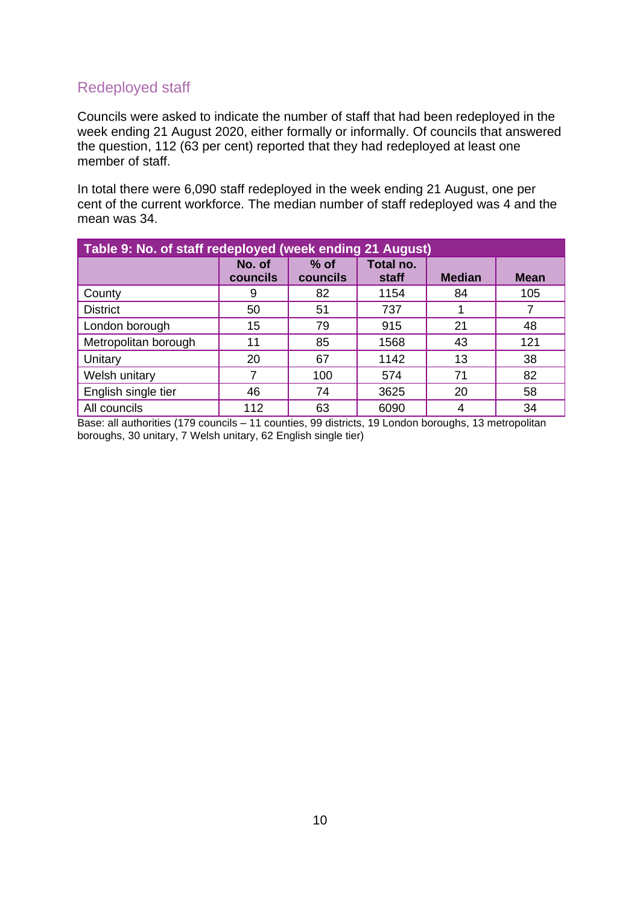## Redeployed staff

Councils were asked to indicate the number of staff that had been redeployed in the week ending 21 August 2020, either formally or informally. Of councils that answered the question, 112 (63 per cent) reported that they had redeployed at least one member of staff.

In total there were 6,090 staff redeployed in the week ending 21 August, one per cent of the current workforce. The median number of staff redeployed was 4 and the mean was 34.

**Table 9: No. of staff redeployed (week ending 21 August)**

| | No. of councils | % of councils | Total no. staff | Median | Mean |
|---|---|---|---|---|---|
| County | 9 | 82 | 1154 | 84 | 105 |
| District | 50 | 51 | 737 | 1 | 7 |
| London borough | 15 | 79 | 915 | 21 | 48 |
| Metropolitan borough | 11 | 85 | 1568 | 43 | 121 |
| Unitary | 20 | 67 | 1142 | 13 | 38 |
| Welsh unitary | 7 | 100 | 574 | 71 | 82 |
| English single tier | 46 | 74 | 3625 | 20 | 58 |
| All councils | 112 | 63 | 6090 | 4 | 34 |

Base: all authorities (179 councils – 11 counties, 99 districts, 19 London boroughs, 13 metropolitan boroughs, 30 unitary, 7 Welsh unitary, 62 English single tier)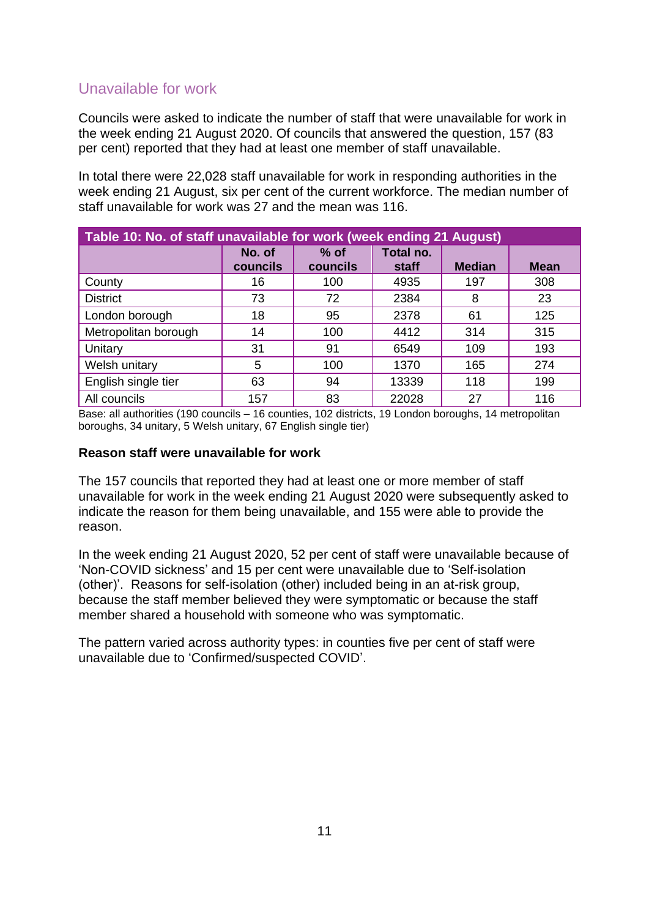## Unavailable for work

Councils were asked to indicate the number of staff that were unavailable for work in the week ending 21 August 2020. Of councils that answered the question, 157 (83 per cent) reported that they had at least one member of staff unavailable.

In total there were 22,028 staff unavailable for work in responding authorities in the week ending 21 August, six per cent of the current workforce. The median number of staff unavailable for work was 27 and the mean was 116.

**Table 10: No. of staff unavailable for work (week ending 21 August)**

| | No. of councils | % of councils | Total no. staff | Median | Mean |
|---|---|---|---|---|---|
| County | 16 | 100 | 4935 | 197 | 308 |
| District | 73 | 72 | 2384 | 8 | 23 |
| London borough | 18 | 95 | 2378 | 61 | 125 |
| Metropolitan borough | 14 | 100 | 4412 | 314 | 315 |
| Unitary | 31 | 91 | 6549 | 109 | 193 |
| Welsh unitary | 5 | 100 | 1370 | 165 | 274 |
| English single tier | 63 | 94 | 13339 | 118 | 199 |
| All councils | 157 | 83 | 22028 | 27 | 116 |

Base: all authorities (190 councils – 16 counties, 102 districts, 19 London boroughs, 14 metropolitan boroughs, 34 unitary, 5 Welsh unitary, 67 English single tier)

### Reason staff were unavailable for work

The 157 councils that reported they had at least one or more member of staff unavailable for work in the week ending 21 August 2020 were subsequently asked to indicate the reason for them being unavailable, and 155 were able to provide the reason.

In the week ending 21 August 2020, 52 per cent of staff were unavailable because of 'Non-COVID sickness' and 15 per cent were unavailable due to 'Self-isolation (other)'. Reasons for self-isolation (other) included being in an at-risk group, because the staff member believed they were symptomatic or because the staff member shared a household with someone who was symptomatic.

The pattern varied across authority types: in counties five per cent of staff were unavailable due to 'Confirmed/suspected COVID'.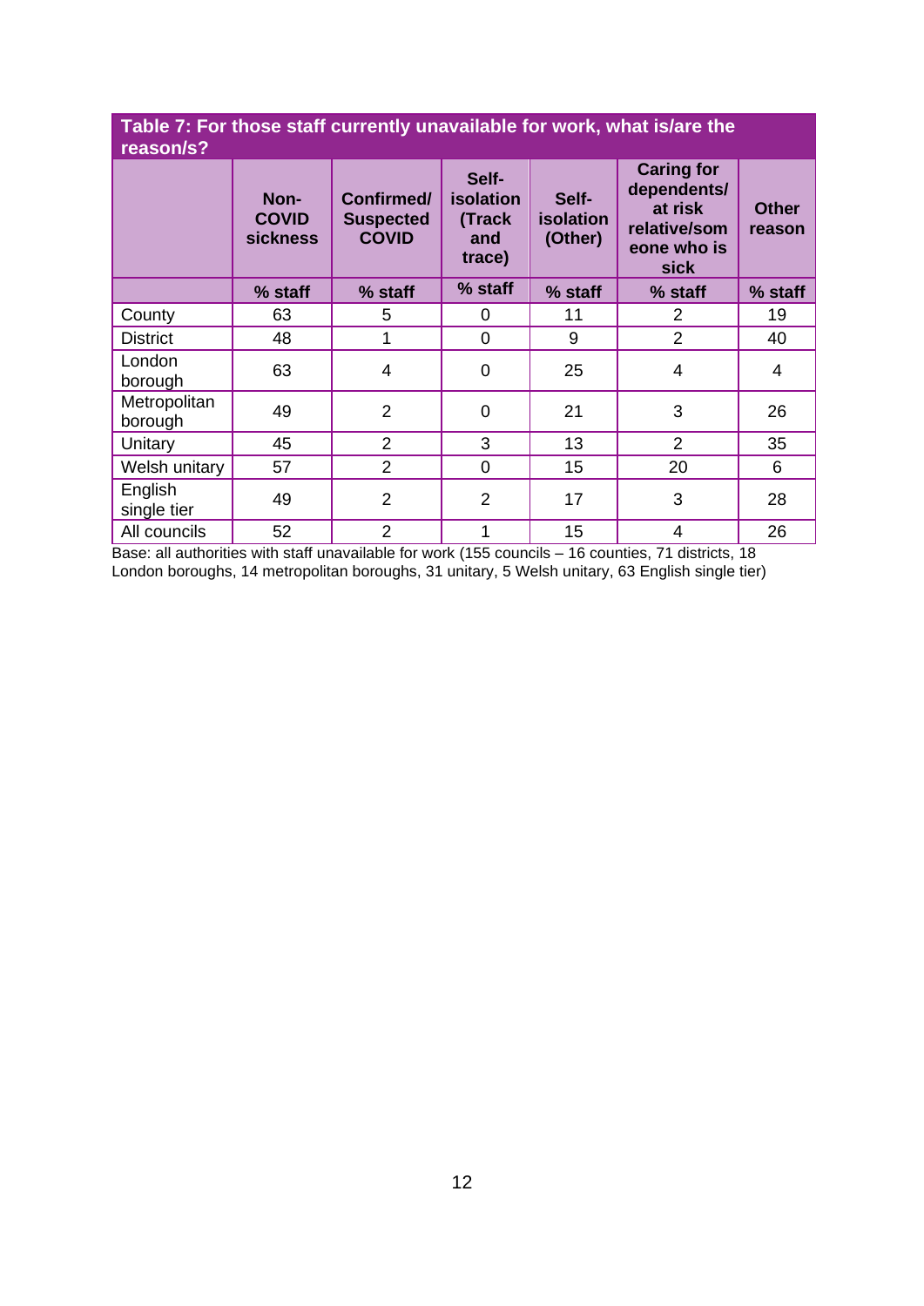**Table 7: For those staff currently unavailable for work, what is/are the reason/s?**

| | Non-COVID sickness | Confirmed/ Suspected COVID | Self-isolation (Track and trace) | Self-isolation (Other) | Caring for dependents/ at risk relative/someone who is sick | Other reason |
|---|---|---|---|---|---|---|
| | % staff | % staff | % staff | % staff | % staff | % staff |
| County | 63 | 5 | 0 | 11 | 2 | 19 |
| District | 48 | 1 | 0 | 9 | 2 | 40 |
| London borough | 63 | 4 | 0 | 25 | 4 | 4 |
| Metropolitan borough | 49 | 2 | 0 | 21 | 3 | 26 |
| Unitary | 45 | 2 | 3 | 13 | 2 | 35 |
| Welsh unitary | 57 | 2 | 0 | 15 | 20 | 6 |
| English single tier | 49 | 2 | 2 | 17 | 3 | 28 |
| All councils | 52 | 2 | 1 | 15 | 4 | 26 |

Base: all authorities with staff unavailable for work (155 councils – 16 counties, 71 districts, 18 London boroughs, 14 metropolitan boroughs, 31 unitary, 5 Welsh unitary, 63 English single tier)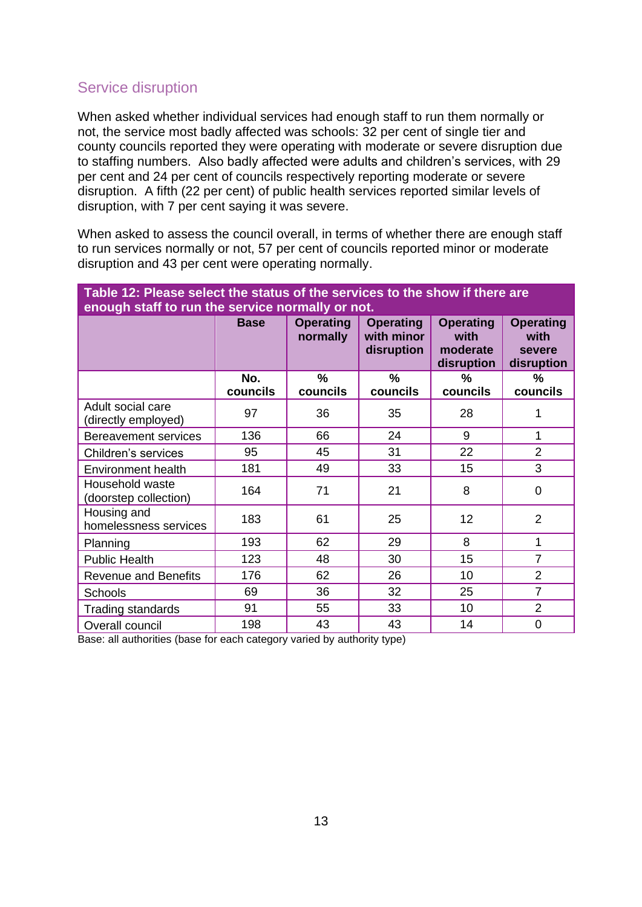## Service disruption

When asked whether individual services had enough staff to run them normally or not, the service most badly affected was schools: 32 per cent of single tier and county councils reported they were operating with moderate or severe disruption due to staffing numbers. Also badly affected were adults and children's services, with 29 per cent and 24 per cent of councils respectively reporting moderate or severe disruption. A fifth (22 per cent) of public health services reported similar levels of disruption, with 7 per cent saying it was severe.

When asked to assess the council overall, in terms of whether there are enough staff to run services normally or not, 57 per cent of councils reported minor or moderate disruption and 43 per cent were operating normally.

**Table 12: Please select the status of the services to the show if there are enough staff to run the service normally or not.**

| | Base | Operating normally | Operating with minor disruption | Operating with moderate disruption | Operating with severe disruption |
|---|---|---|---|---|---|
| | No. councils | % councils | % councils | % councils | % councils |
| Adult social care (directly employed) | 97 | 36 | 35 | 28 | 1 |
| Bereavement services | 136 | 66 | 24 | 9 | 1 |
| Children's services | 95 | 45 | 31 | 22 | 2 |
| Environment health | 181 | 49 | 33 | 15 | 3 |
| Household waste (doorstep collection) | 164 | 71 | 21 | 8 | 0 |
| Housing and homelessness services | 183 | 61 | 25 | 12 | 2 |
| Planning | 193 | 62 | 29 | 8 | 1 |
| Public Health | 123 | 48 | 30 | 15 | 7 |
| Revenue and Benefits | 176 | 62 | 26 | 10 | 2 |
| Schools | 69 | 36 | 32 | 25 | 7 |
| Trading standards | 91 | 55 | 33 | 10 | 2 |
| Overall council | 198 | 43 | 43 | 14 | 0 |

Base: all authorities (base for each category varied by authority type)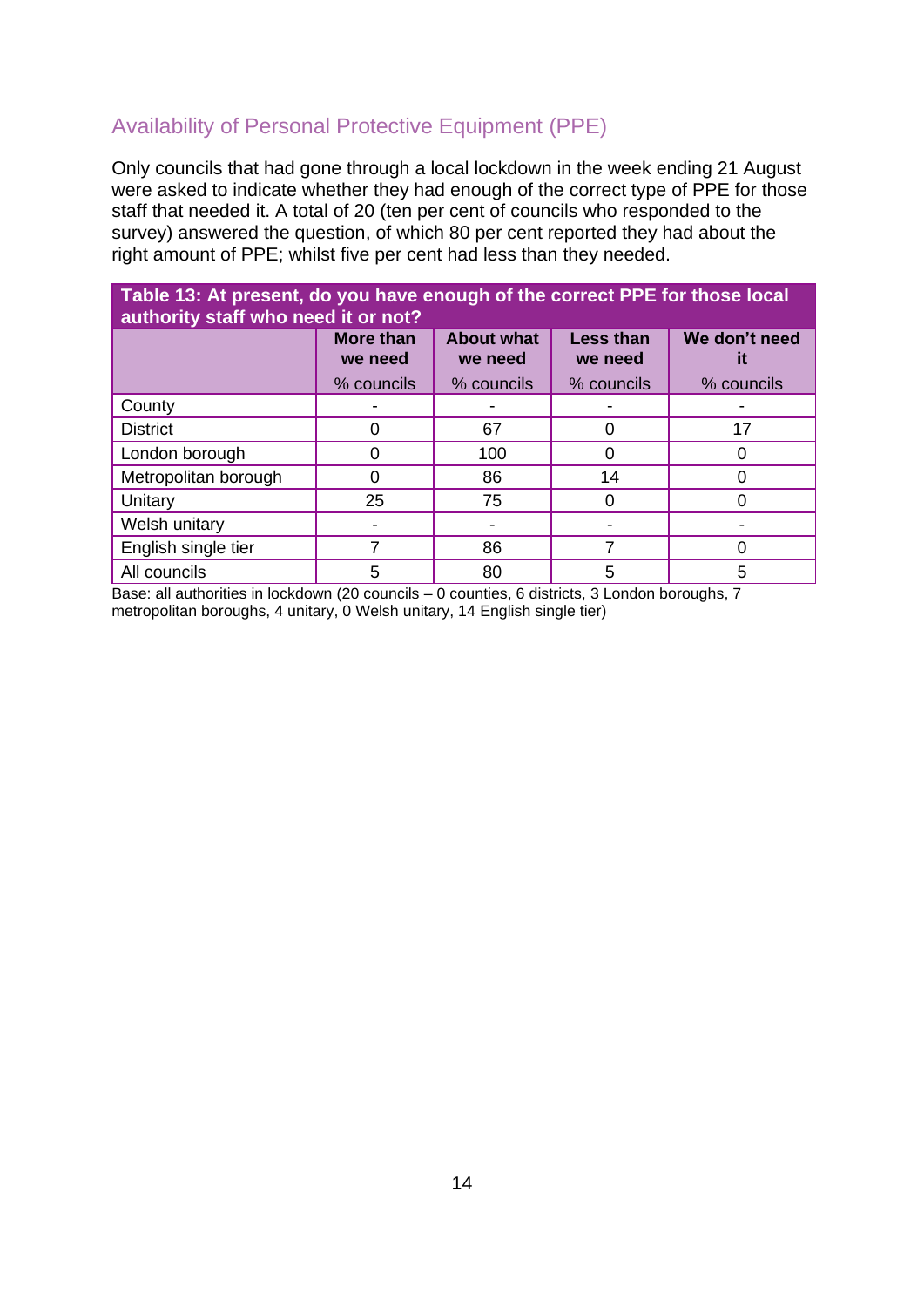## Availability of Personal Protective Equipment (PPE)

Only councils that had gone through a local lockdown in the week ending 21 August were asked to indicate whether they had enough of the correct type of PPE for those staff that needed it. A total of 20 (ten per cent of councils who responded to the survey) answered the question, of which 80 per cent reported they had about the right amount of PPE; whilst five per cent had less than they needed.

**Table 13: At present, do you have enough of the correct PPE for those local authority staff who need it or not?**

| | More than we need | About what we need | Less than we need | We don't need it |
|---|---|---|---|---|
| | % councils | % councils | % councils | % councils |
| County | - | - | - | - |
| District | 0 | 67 | 0 | 17 |
| London borough | 0 | 100 | 0 | 0 |
| Metropolitan borough | 0 | 86 | 14 | 0 |
| Unitary | 25 | 75 | 0 | 0 |
| Welsh unitary | - | - | - | - |
| English single tier | 7 | 86 | 7 | 0 |
| All councils | 5 | 80 | 5 | 5 |

Base: all authorities in lockdown (20 councils – 0 counties, 6 districts, 3 London boroughs, 7 metropolitan boroughs, 4 unitary, 0 Welsh unitary, 14 English single tier)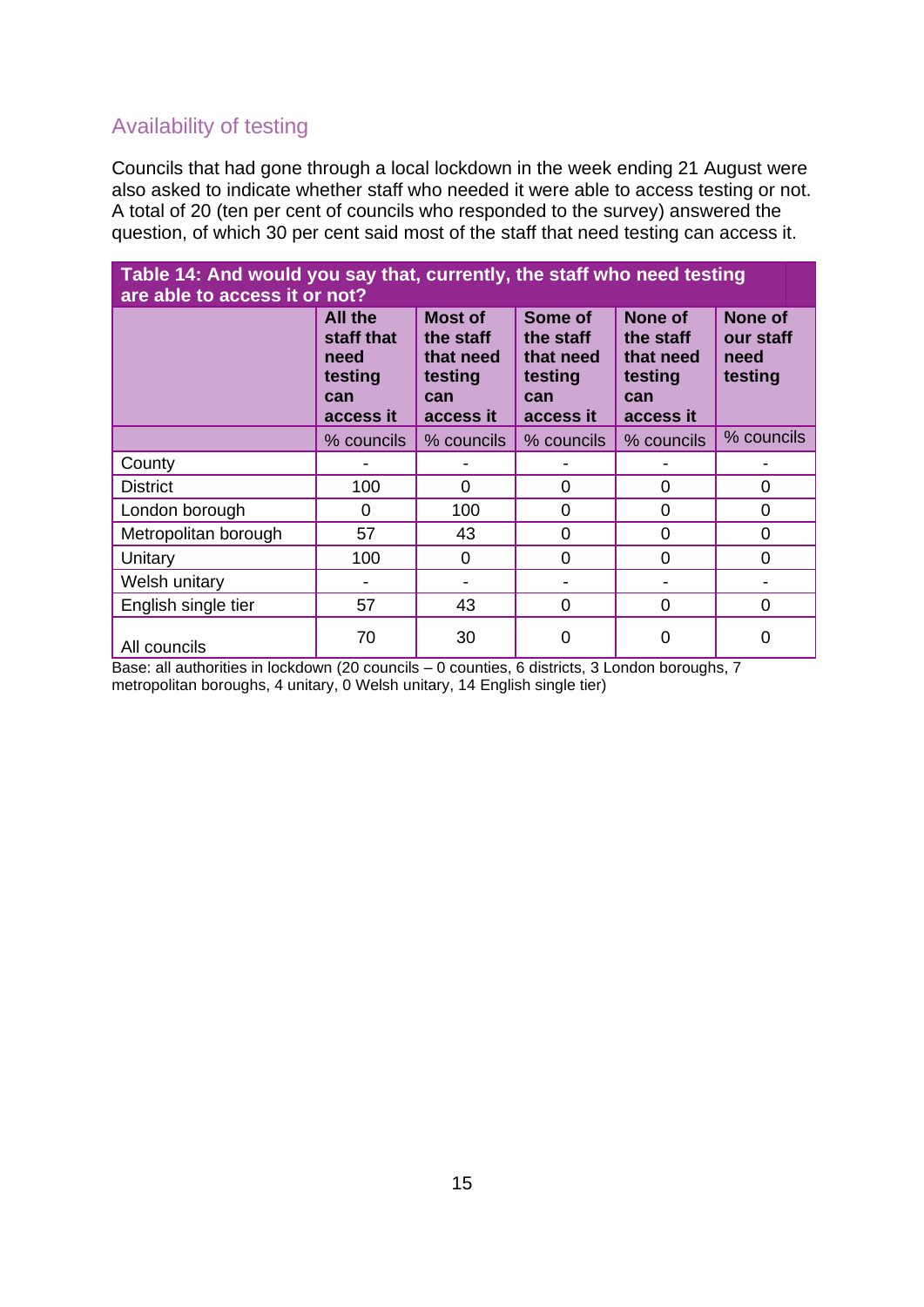## Availability of testing

Councils that had gone through a local lockdown in the week ending 21 August were also asked to indicate whether staff who needed it were able to access testing or not. A total of 20 (ten per cent of councils who responded to the survey) answered the question, of which 30 per cent said most of the staff that need testing can access it.

**Table 14: And would you say that, currently, the staff who need testing are able to access it or not?**

| | All the staff that need testing can access it | Most of the staff that need testing can access it | Some of the staff that need testing can access it | None of the staff that need testing can access it | None of our staff need testing |
|---|---|---|---|---|---|
| | % councils | % councils | % councils | % councils | % councils |
| County | - | - | - | - | - |
| District | 100 | 0 | 0 | 0 | 0 |
| London borough | 0 | 100 | 0 | 0 | 0 |
| Metropolitan borough | 57 | 43 | 0 | 0 | 0 |
| Unitary | 100 | 0 | 0 | 0 | 0 |
| Welsh unitary | - | - | - | - | - |
| English single tier | 57 | 43 | 0 | 0 | 0 |
| All councils | 70 | 30 | 0 | 0 | 0 |

Base: all authorities in lockdown (20 councils – 0 counties, 6 districts, 3 London boroughs, 7 metropolitan boroughs, 4 unitary, 0 Welsh unitary, 14 English single tier)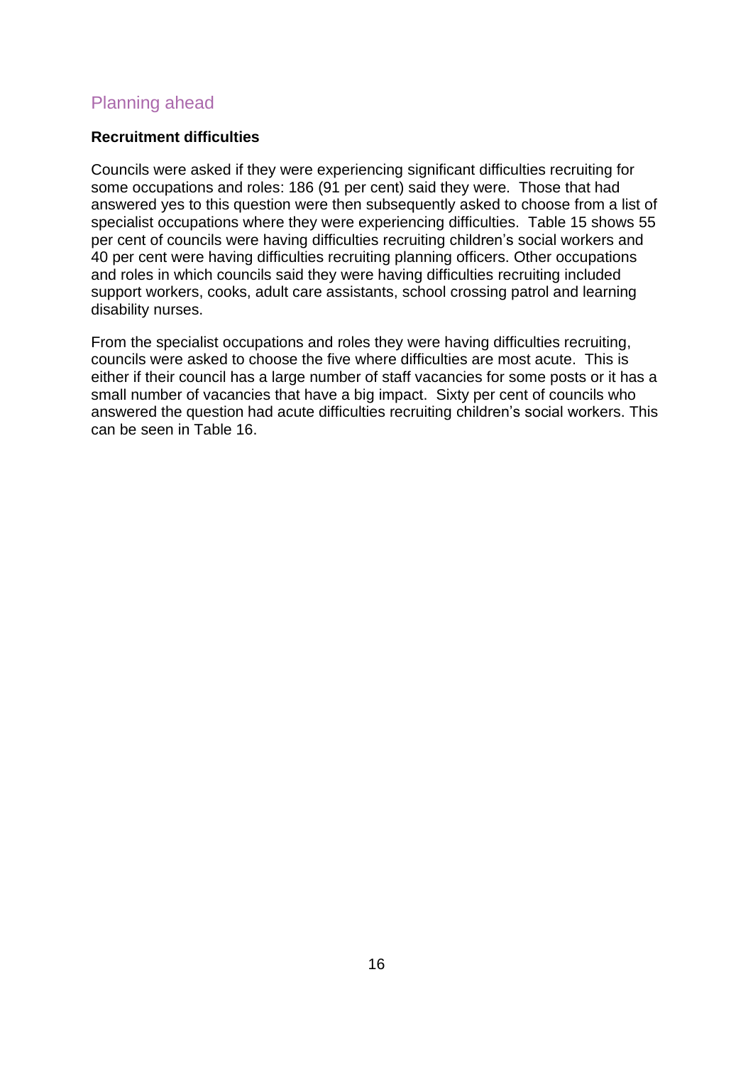## Planning ahead

**Recruitment difficulties**

Councils were asked if they were experiencing significant difficulties recruiting for some occupations and roles: 186 (91 per cent) said they were. Those that had answered yes to this question were then subsequently asked to choose from a list of specialist occupations where they were experiencing difficulties. Table 15 shows 55 per cent of councils were having difficulties recruiting children's social workers and 40 per cent were having difficulties recruiting planning officers. Other occupations and roles in which councils said they were having difficulties recruiting included support workers, cooks, adult care assistants, school crossing patrol and learning disability nurses.

From the specialist occupations and roles they were having difficulties recruiting, councils were asked to choose the five where difficulties are most acute. This is either if their council has a large number of staff vacancies for some posts or it has a small number of vacancies that have a big impact. Sixty per cent of councils who answered the question had acute difficulties recruiting children's social workers. This can be seen in Table 16.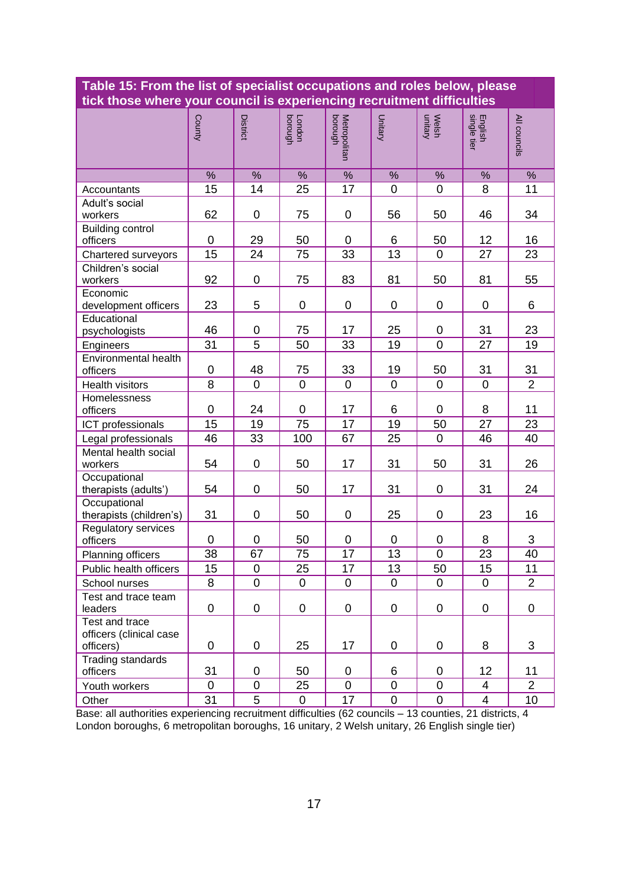**Table 15: From the list of specialist occupations and roles below, please tick those where your council is experiencing recruitment difficulties**

| | County | District | London borough | Metropolitan borough | Unitary | Welsh unitary | English single tier | All councils |
|---|---|---|---|---|---|---|---|---|
| | % | % | % | % | % | % | % | % |
| Accountants | 15 | 14 | 25 | 17 | 0 | 0 | 8 | 11 |
| Adult's social workers | 62 | 0 | 75 | 0 | 56 | 50 | 46 | 34 |
| Building control officers | 0 | 29 | 50 | 0 | 6 | 50 | 12 | 16 |
| Chartered surveyors | 15 | 24 | 75 | 33 | 13 | 0 | 27 | 23 |
| Children's social workers | 92 | 0 | 75 | 83 | 81 | 50 | 81 | 55 |
| Economic development officers | 23 | 5 | 0 | 0 | 0 | 0 | 0 | 6 |
| Educational psychologists | 46 | 0 | 75 | 17 | 25 | 0 | 31 | 23 |
| Engineers | 31 | 5 | 50 | 33 | 19 | 0 | 27 | 19 |
| Environmental health officers | 0 | 48 | 75 | 33 | 19 | 50 | 31 | 31 |
| Health visitors | 8 | 0 | 0 | 0 | 0 | 0 | 0 | 2 |
| Homelessness officers | 0 | 24 | 0 | 17 | 6 | 0 | 8 | 11 |
| ICT professionals | 15 | 19 | 75 | 17 | 19 | 50 | 27 | 23 |
| Legal professionals | 46 | 33 | 100 | 67 | 25 | 0 | 46 | 40 |
| Mental health social workers | 54 | 0 | 50 | 17 | 31 | 50 | 31 | 26 |
| Occupational therapists (adults') | 54 | 0 | 50 | 17 | 31 | 0 | 31 | 24 |
| Occupational therapists (children's) | 31 | 0 | 50 | 0 | 25 | 0 | 23 | 16 |
| Regulatory services officers | 0 | 0 | 50 | 0 | 0 | 0 | 8 | 3 |
| Planning officers | 38 | 67 | 75 | 17 | 13 | 0 | 23 | 40 |
| Public health officers | 15 | 0 | 25 | 17 | 13 | 50 | 15 | 11 |
| School nurses | 8 | 0 | 0 | 0 | 0 | 0 | 0 | 2 |
| Test and trace team leaders | 0 | 0 | 0 | 0 | 0 | 0 | 0 | 0 |
| Test and trace officers (clinical case officers) | 0 | 0 | 25 | 17 | 0 | 0 | 8 | 3 |
| Trading standards officers | 31 | 0 | 50 | 0 | 6 | 0 | 12 | 11 |
| Youth workers | 0 | 0 | 25 | 0 | 0 | 0 | 4 | 2 |
| Other | 31 | 5 | 0 | 17 | 0 | 0 | 4 | 10 |

Base: all authorities experiencing recruitment difficulties (62 councils – 13 counties, 21 districts, 4 London boroughs, 6 metropolitan boroughs, 16 unitary, 2 Welsh unitary, 26 English single tier)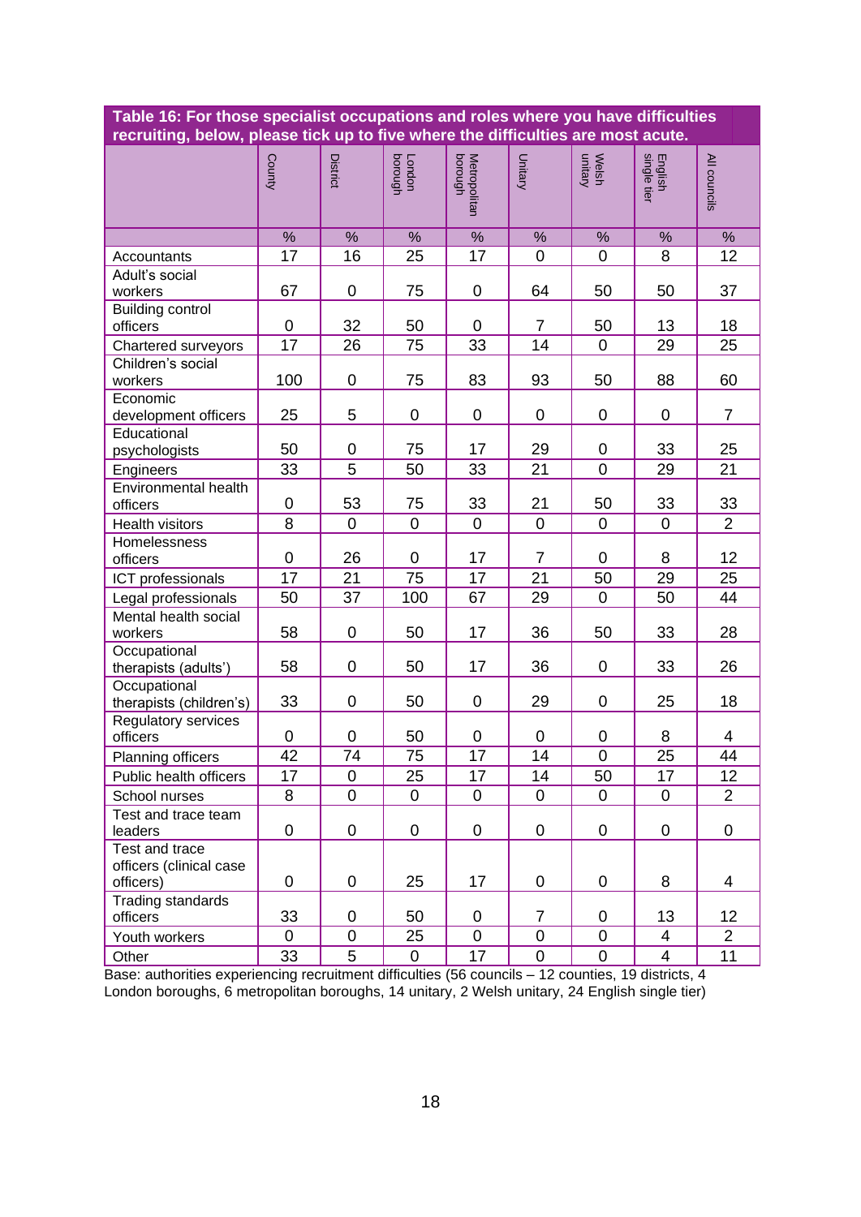**Table 16: For those specialist occupations and roles where you have difficulties recruiting, below, please tick up to five where the difficulties are most acute.**

| | County | District | London borough | Metropolitan borough | Unitary | Welsh unitary | English single tier | All councils |
|---|---|---|---|---|---|---|---|---|
| | % | % | % | % | % | % | % | % |
| Accountants | 17 | 16 | 25 | 17 | 0 | 0 | 8 | 12 |
| Adult's social workers | 67 | 0 | 75 | 0 | 64 | 50 | 50 | 37 |
| Building control officers | 0 | 32 | 50 | 0 | 7 | 50 | 13 | 18 |
| Chartered surveyors | 17 | 26 | 75 | 33 | 14 | 0 | 29 | 25 |
| Children's social workers | 100 | 0 | 75 | 83 | 93 | 50 | 88 | 60 |
| Economic development officers | 25 | 5 | 0 | 0 | 0 | 0 | 0 | 7 |
| Educational psychologists | 50 | 0 | 75 | 17 | 29 | 0 | 33 | 25 |
| Engineers | 33 | 5 | 50 | 33 | 21 | 0 | 29 | 21 |
| Environmental health officers | 0 | 53 | 75 | 33 | 21 | 50 | 33 | 33 |
| Health visitors | 8 | 0 | 0 | 0 | 0 | 0 | 0 | 2 |
| Homelessness officers | 0 | 26 | 0 | 17 | 7 | 0 | 8 | 12 |
| ICT professionals | 17 | 21 | 75 | 17 | 21 | 50 | 29 | 25 |
| Legal professionals | 50 | 37 | 100 | 67 | 29 | 0 | 50 | 44 |
| Mental health social workers | 58 | 0 | 50 | 17 | 36 | 50 | 33 | 28 |
| Occupational therapists (adults') | 58 | 0 | 50 | 17 | 36 | 0 | 33 | 26 |
| Occupational therapists (children's) | 33 | 0 | 50 | 0 | 29 | 0 | 25 | 18 |
| Regulatory services officers | 0 | 0 | 50 | 0 | 0 | 0 | 8 | 4 |
| Planning officers | 42 | 74 | 75 | 17 | 14 | 0 | 25 | 44 |
| Public health officers | 17 | 0 | 25 | 17 | 14 | 50 | 17 | 12 |
| School nurses | 8 | 0 | 0 | 0 | 0 | 0 | 0 | 2 |
| Test and trace team leaders | 0 | 0 | 0 | 0 | 0 | 0 | 0 | 0 |
| Test and trace officers (clinical case officers) | 0 | 0 | 25 | 17 | 0 | 0 | 8 | 4 |
| Trading standards officers | 33 | 0 | 50 | 0 | 7 | 0 | 13 | 12 |
| Youth workers | 0 | 0 | 25 | 0 | 0 | 0 | 4 | 2 |
| Other | 33 | 5 | 0 | 17 | 0 | 0 | 4 | 11 |

Base: authorities experiencing recruitment difficulties (56 councils – 12 counties, 19 districts, 4 London boroughs, 6 metropolitan boroughs, 14 unitary, 2 Welsh unitary, 24 English single tier)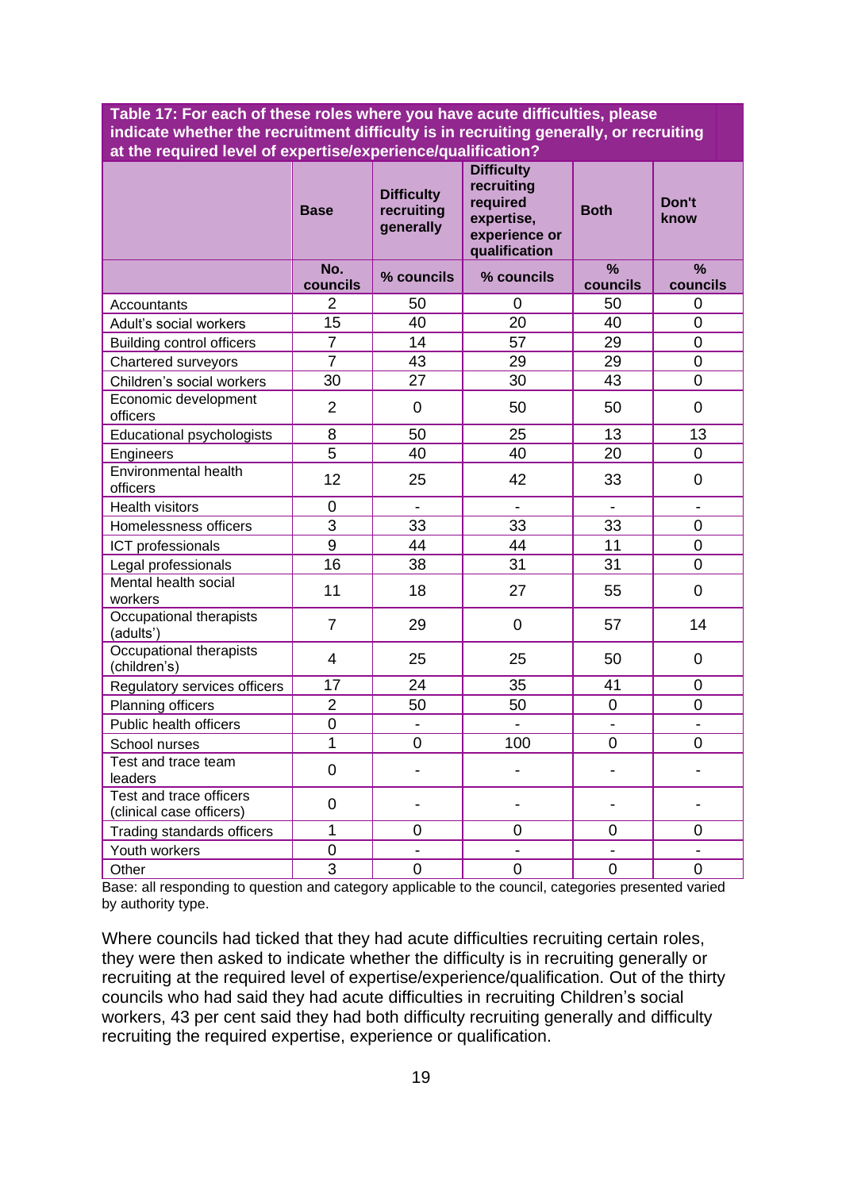**Table 17: For each of these roles where you have acute difficulties, please indicate whether the recruitment difficulty is in recruiting generally, or recruiting at the required level of expertise/experience/qualification?**

| | Base | Difficulty recruiting generally | Difficulty recruiting required expertise, experience or qualification | Both | Don't know |
|---|---|---|---|---|---|
| | No. councils | % councils | % councils | % councils | % councils |
| Accountants | 2 | 50 | 0 | 50 | 0 |
| Adult's social workers | 15 | 40 | 20 | 40 | 0 |
| Building control officers | 7 | 14 | 57 | 29 | 0 |
| Chartered surveyors | 7 | 43 | 29 | 29 | 0 |
| Children's social workers | 30 | 27 | 30 | 43 | 0 |
| Economic development officers | 2 | 0 | 50 | 50 | 0 |
| Educational psychologists | 8 | 50 | 25 | 13 | 13 |
| Engineers | 5 | 40 | 40 | 20 | 0 |
| Environmental health officers | 12 | 25 | 42 | 33 | 0 |
| Health visitors | 0 | - | - | - | - |
| Homelessness officers | 3 | 33 | 33 | 33 | 0 |
| ICT professionals | 9 | 44 | 44 | 11 | 0 |
| Legal professionals | 16 | 38 | 31 | 31 | 0 |
| Mental health social workers | 11 | 18 | 27 | 55 | 0 |
| Occupational therapists (adults') | 7 | 29 | 0 | 57 | 14 |
| Occupational therapists (children's) | 4 | 25 | 25 | 50 | 0 |
| Regulatory services officers | 17 | 24 | 35 | 41 | 0 |
| Planning officers | 2 | 50 | 50 | 0 | 0 |
| Public health officers | 0 | - | - | - | - |
| School nurses | 1 | 0 | 100 | 0 | 0 |
| Test and trace team leaders | 0 | - | - | - | - |
| Test and trace officers (clinical case officers) | 0 | - | - | - | - |
| Trading standards officers | 1 | 0 | 0 | 0 | 0 |
| Youth workers | 0 | - | - | - | - |
| Other | 3 | 0 | 0 | 0 | 0 |

Base: all responding to question and category applicable to the council, categories presented varied by authority type.

Where councils had ticked that they had acute difficulties recruiting certain roles, they were then asked to indicate whether the difficulty is in recruiting generally or recruiting at the required level of expertise/experience/qualification. Out of the thirty councils who had said they had acute difficulties in recruiting Children's social workers, 43 per cent said they had both difficulty recruiting generally and difficulty recruiting the required expertise, experience or qualification.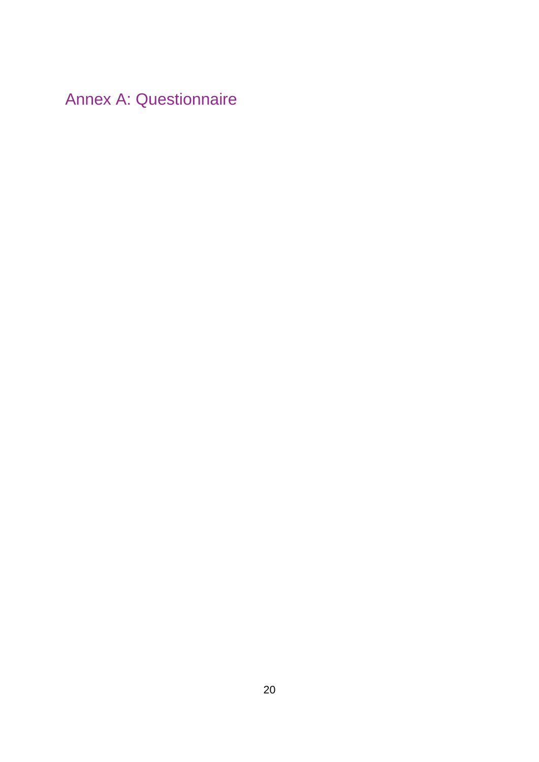# Annex A: Questionnaire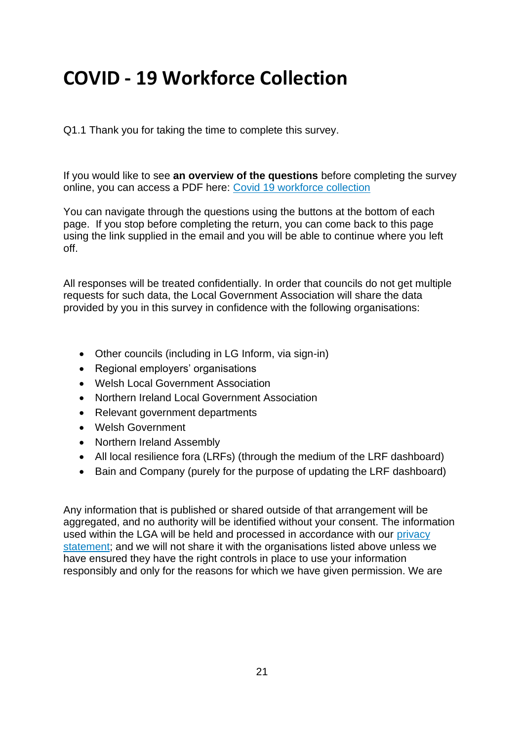# COVID - 19 Workforce Collection

Q1.1 Thank you for taking the time to complete this survey.

If you would like to see **an overview of the questions** before completing the survey online, you can access a PDF here: [Covid 19 workforce collection]()

You can navigate through the questions using the buttons at the bottom of each page. If you stop before completing the return, you can come back to this page using the link supplied in the email and you will be able to continue where you left off.

All responses will be treated confidentially. In order that councils do not get multiple requests for such data, the Local Government Association will share the data provided by you in this survey in confidence with the following organisations:

- Other councils (including in LG Inform, via sign-in)
- Regional employers' organisations
- Welsh Local Government Association
- Northern Ireland Local Government Association
- Relevant government departments
- Welsh Government
- Northern Ireland Assembly
- All local resilience fora (LRFs) (through the medium of the LRF dashboard)
- Bain and Company (purely for the purpose of updating the LRF dashboard)

Any information that is published or shared outside of that arrangement will be aggregated, and no authority will be identified without your consent. The information used within the LGA will be held and processed in accordance with our [privacy statement](); and we will not share it with the organisations listed above unless we have ensured they have the right controls in place to use your information responsibly and only for the reasons for which we have given permission. We are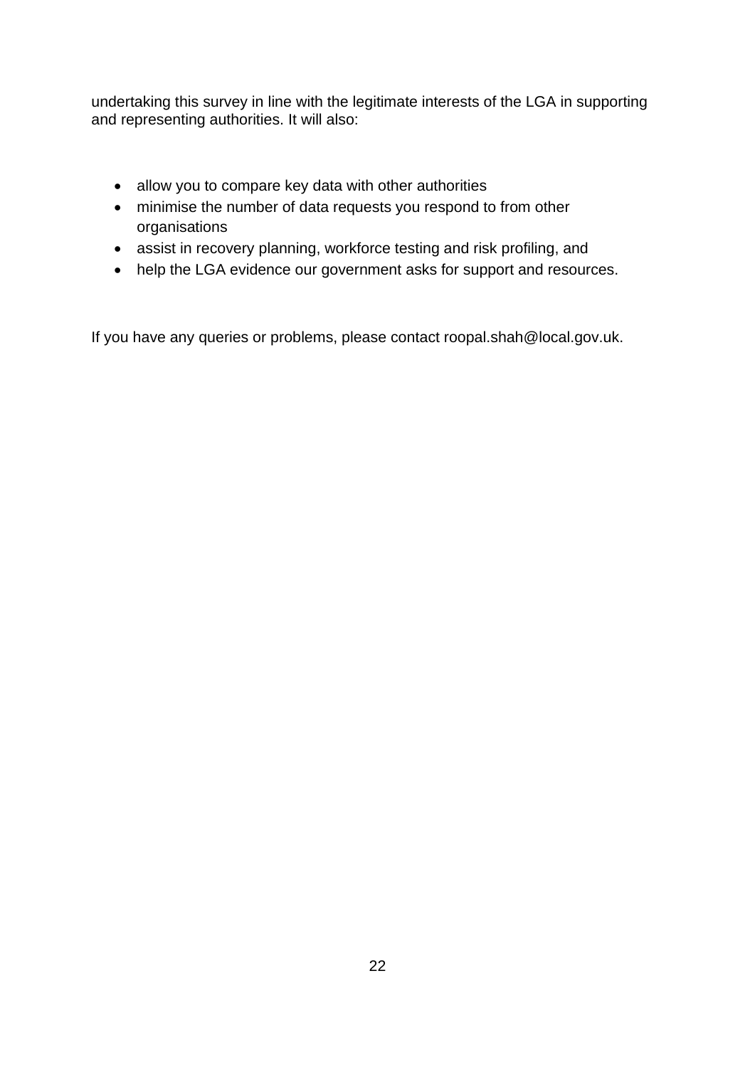undertaking this survey in line with the legitimate interests of the LGA in supporting and representing authorities. It will also:

- allow you to compare key data with other authorities
- minimise the number of data requests you respond to from other organisations
- assist in recovery planning, workforce testing and risk profiling, and
- help the LGA evidence our government asks for support and resources.

If you have any queries or problems, please contact roopal.shah@local.gov.uk.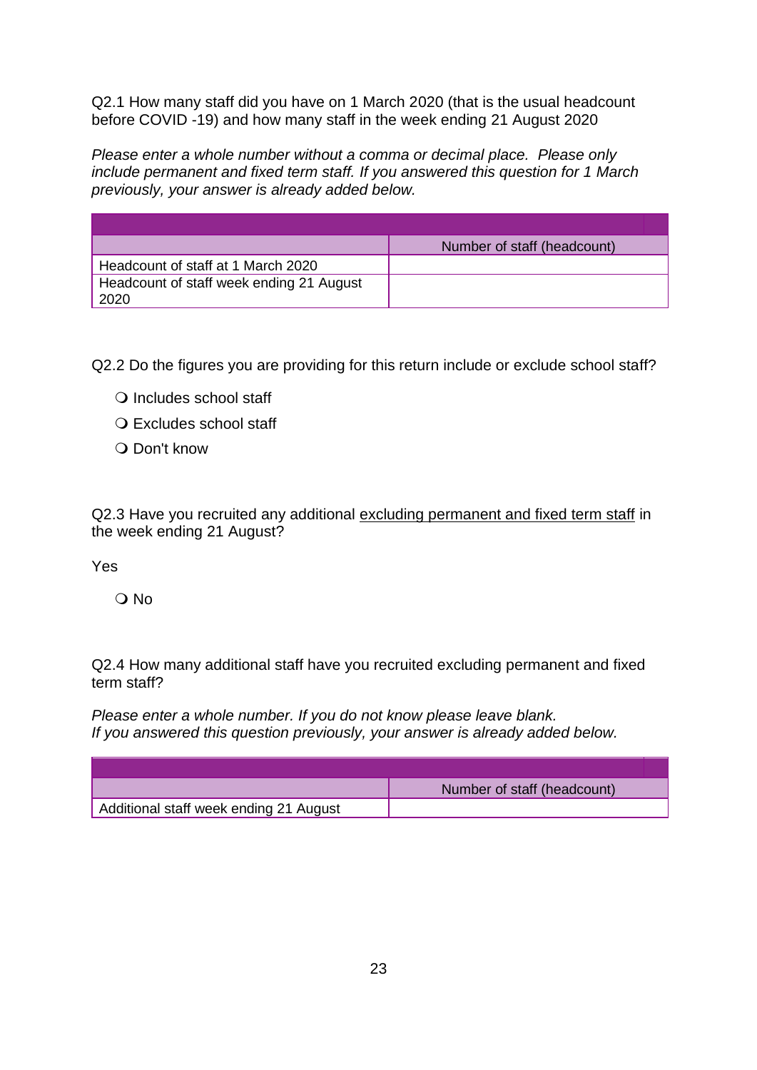Q2.1 How many staff did you have on 1 March 2020 (that is the usual headcount before COVID -19) and how many staff in the week ending 21 August 2020

*Please enter a whole number without a comma or decimal place. Please only include permanent and fixed term staff. If you answered this question for 1 March previously, your answer is already added below.*

| | Number of staff (headcount) |
|---|---|
| Headcount of staff at 1 March 2020 | |
| Headcount of staff week ending 21 August 2020 | |

Q2.2 Do the figures you are providing for this return include or exclude school staff?

- ❍ Includes school staff
- ❍ Excludes school staff
- ❍ Don't know

Q2.3 Have you recruited any additional excluding permanent and fixed term staff in the week ending 21 August?

Yes

- ❍ No

Q2.4 How many additional staff have you recruited excluding permanent and fixed term staff?

*Please enter a whole number. If you do not know please leave blank.*
*If you answered this question previously, your answer is already added below.*

| | Number of staff (headcount) |
|---|---|
| Additional staff week ending 21 August | |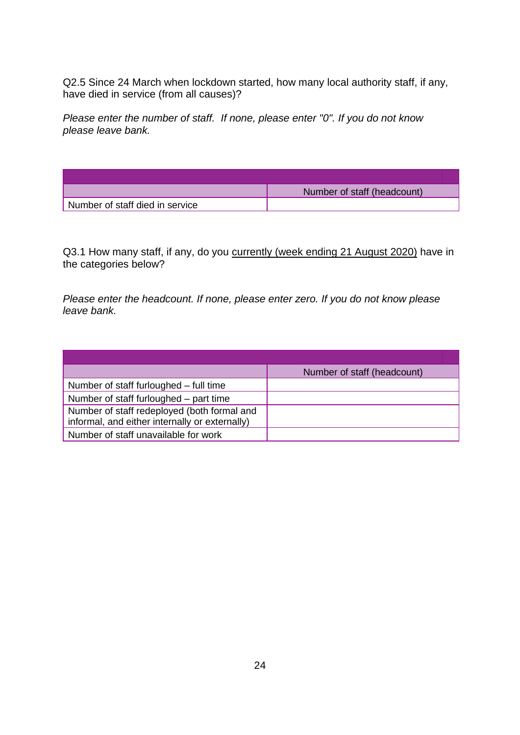Q2.5 Since 24 March when lockdown started, how many local authority staff, if any, have died in service (from all causes)?

*Please enter the number of staff.  If none, please enter "0". If you do not know please leave bank.*

| | |
|---|---|
| | Number of staff (headcount) |
| Number of staff died in service | |

Q3.1 How many staff, if any, do you currently (week ending 21 August 2020) have in the categories below?

*Please enter the headcount. If none, please enter zero. If you do not know please leave bank.*

| | |
|---|---|
| | Number of staff (headcount) |
| Number of staff furloughed – full time | |
| Number of staff furloughed – part time | |
| Number of staff redeployed (both formal and informal, and either internally or externally) | |
| Number of staff unavailable for work | |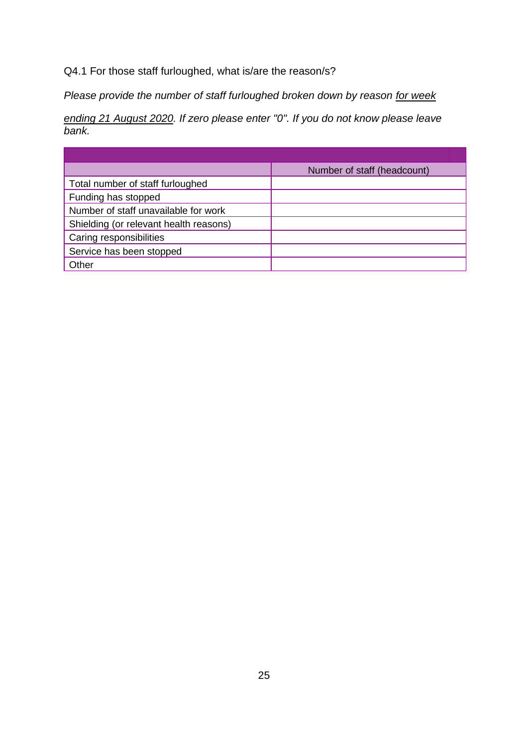Q4.1 For those staff furloughed, what is/are the reason/s?

*Please provide the number of staff furloughed broken down by reason for week ending 21 August 2020. If zero please enter "0". If you do not know please leave bank.*

| | Number of staff (headcount) |
|---|---|
| Total number of staff furloughed | |
| Funding has stopped | |
| Number of staff unavailable for work | |
| Shielding (or relevant health reasons) | |
| Caring responsibilities | |
| Service has been stopped | |
| Other | |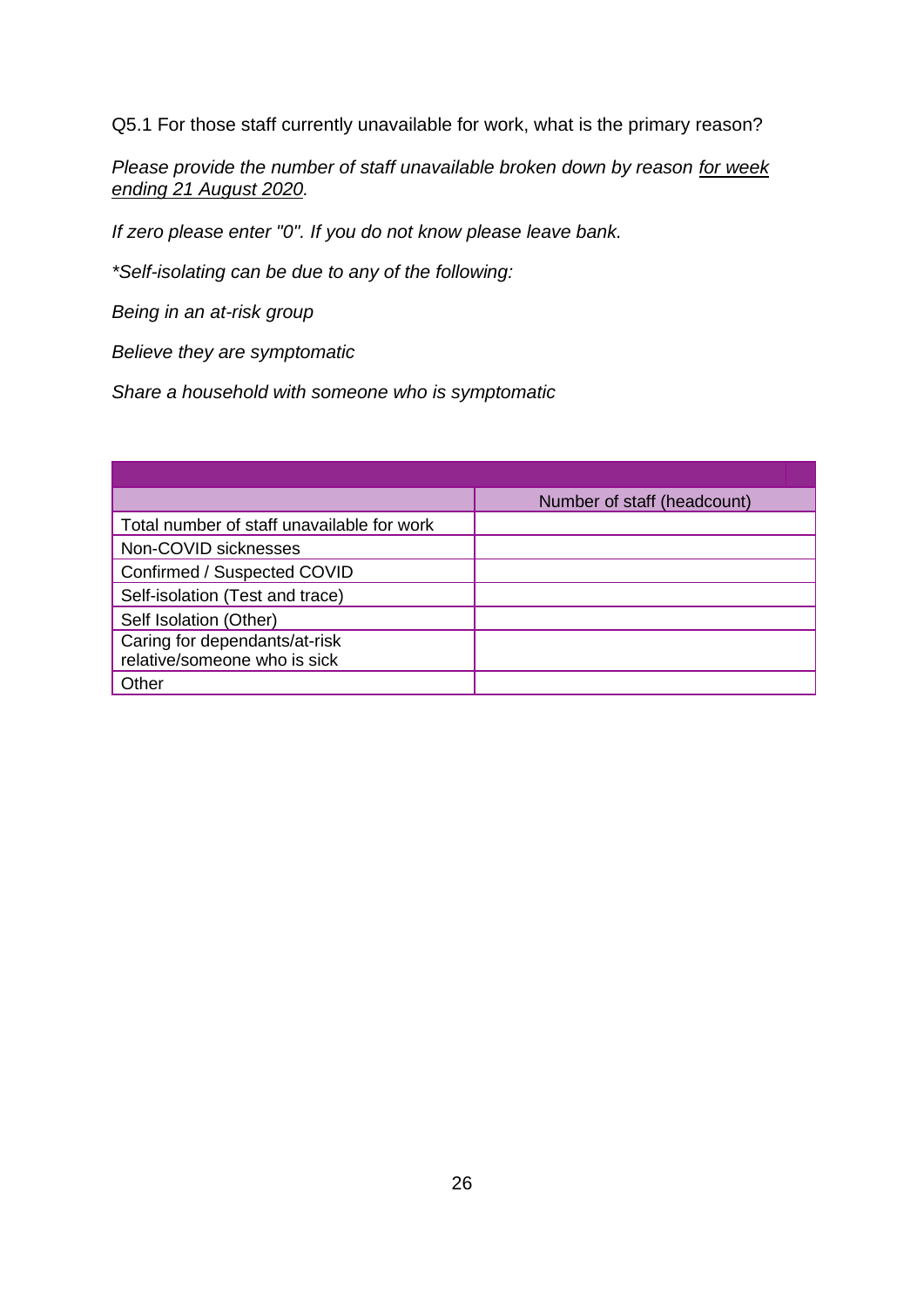Q5.1 For those staff currently unavailable for work, what is the primary reason?

*Please provide the number of staff unavailable broken down by reason for week ending 21 August 2020.*

*If zero please enter "0". If you do not know please leave bank.*

**Self-isolating can be due to any of the following:*

*Being in an at-risk group*

*Believe they are symptomatic*

*Share a household with someone who is symptomatic*

| | Number of staff (headcount) |
|---|---|
| Total number of staff unavailable for work | |
| Non-COVID sicknesses | |
| Confirmed / Suspected COVID | |
| Self-isolation (Test and trace) | |
| Self Isolation (Other) | |
| Caring for dependants/at-risk relative/someone who is sick | |
| Other | |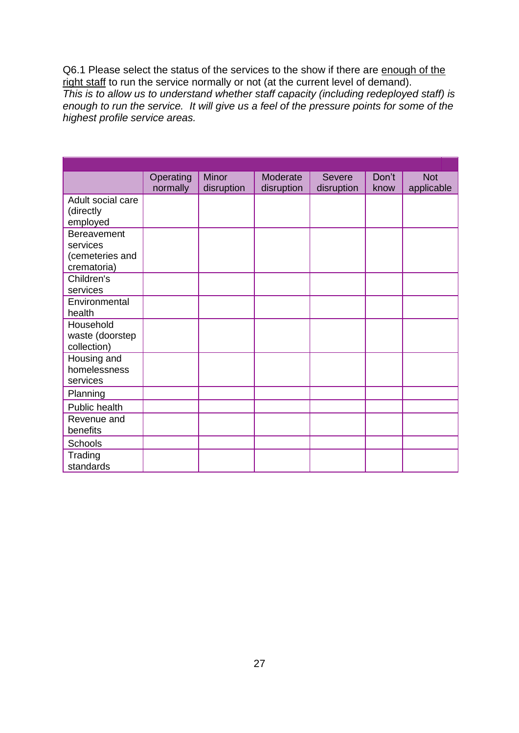Q6.1 Please select the status of the services to the show if there are enough of the right staff to run the service normally or not (at the current level of demand).
*This is to allow us to understand whether staff capacity (including redeployed staff) is enough to run the service. It will give us a feel of the pressure points for some of the highest profile service areas.*

| | Operating normally | Minor disruption | Moderate disruption | Severe disruption | Don't know | Not applicable |
|---|---|---|---|---|---|---|
| Adult social care (directly employed | | | | | | |
| Bereavement services (cemeteries and crematoria) | | | | | | |
| Children's services | | | | | | |
| Environmental health | | | | | | |
| Household waste (doorstep collection) | | | | | | |
| Housing and homelessness services | | | | | | |
| Planning | | | | | | |
| Public health | | | | | | |
| Revenue and benefits | | | | | | |
| Schools | | | | | | |
| Trading standards | | | | | | |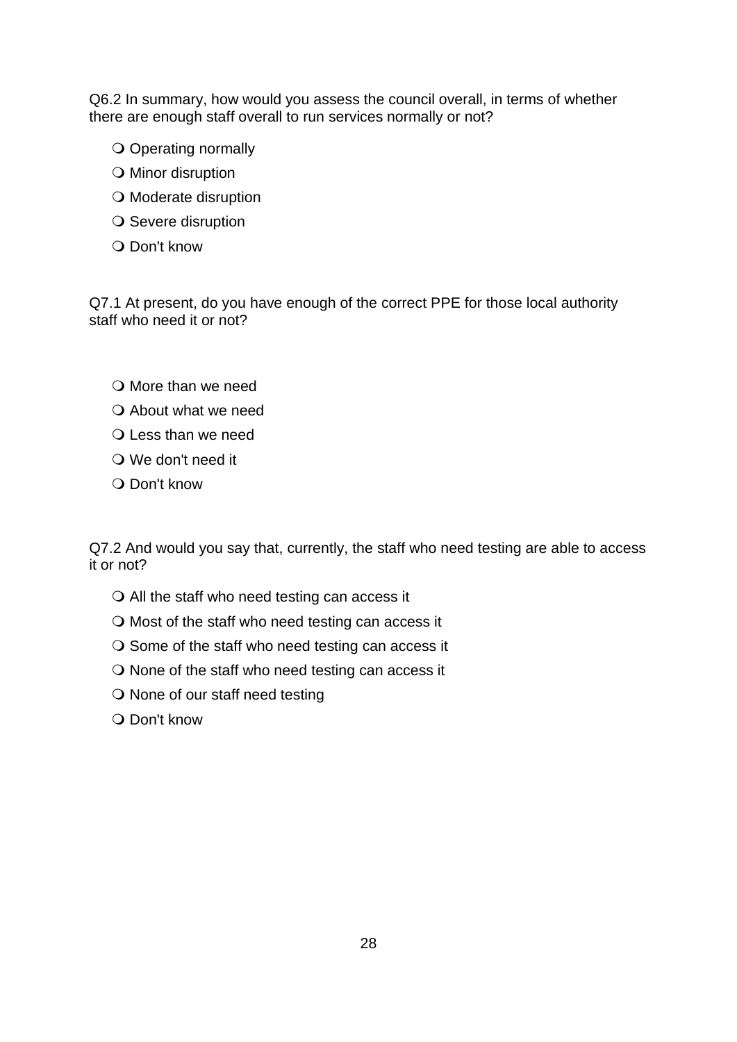Q6.2 In summary, how would you assess the council overall, in terms of whether there are enough staff overall to run services normally or not?

- ❍ Operating normally
- ❍ Minor disruption
- ❍ Moderate disruption
- ❍ Severe disruption
- ❍ Don't know

Q7.1 At present, do you have enough of the correct PPE for those local authority staff who need it or not?

- ❍ More than we need
- ❍ About what we need
- ❍ Less than we need
- ❍ We don't need it
- ❍ Don't know

Q7.2 And would you say that, currently, the staff who need testing are able to access it or not?

- ❍ All the staff who need testing can access it
- ❍ Most of the staff who need testing can access it
- ❍ Some of the staff who need testing can access it
- ❍ None of the staff who need testing can access it
- ❍ None of our staff need testing
- ❍ Don't know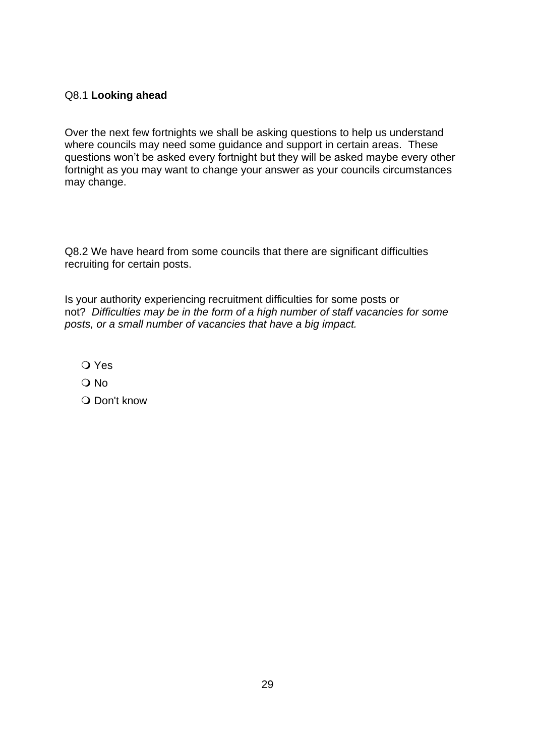Q8.1 **Looking ahead**

Over the next few fortnights we shall be asking questions to help us understand where councils may need some guidance and support in certain areas. These questions won't be asked every fortnight but they will be asked maybe every other fortnight as you may want to change your answer as your councils circumstances may change.

Q8.2 We have heard from some councils that there are significant difficulties recruiting for certain posts.

Is your authority experiencing recruitment difficulties for some posts or not? *Difficulties may be in the form of a high number of staff vacancies for some posts, or a small number of vacancies that have a big impact.*

- ❍ Yes
- ❍ No
- ❍ Don't know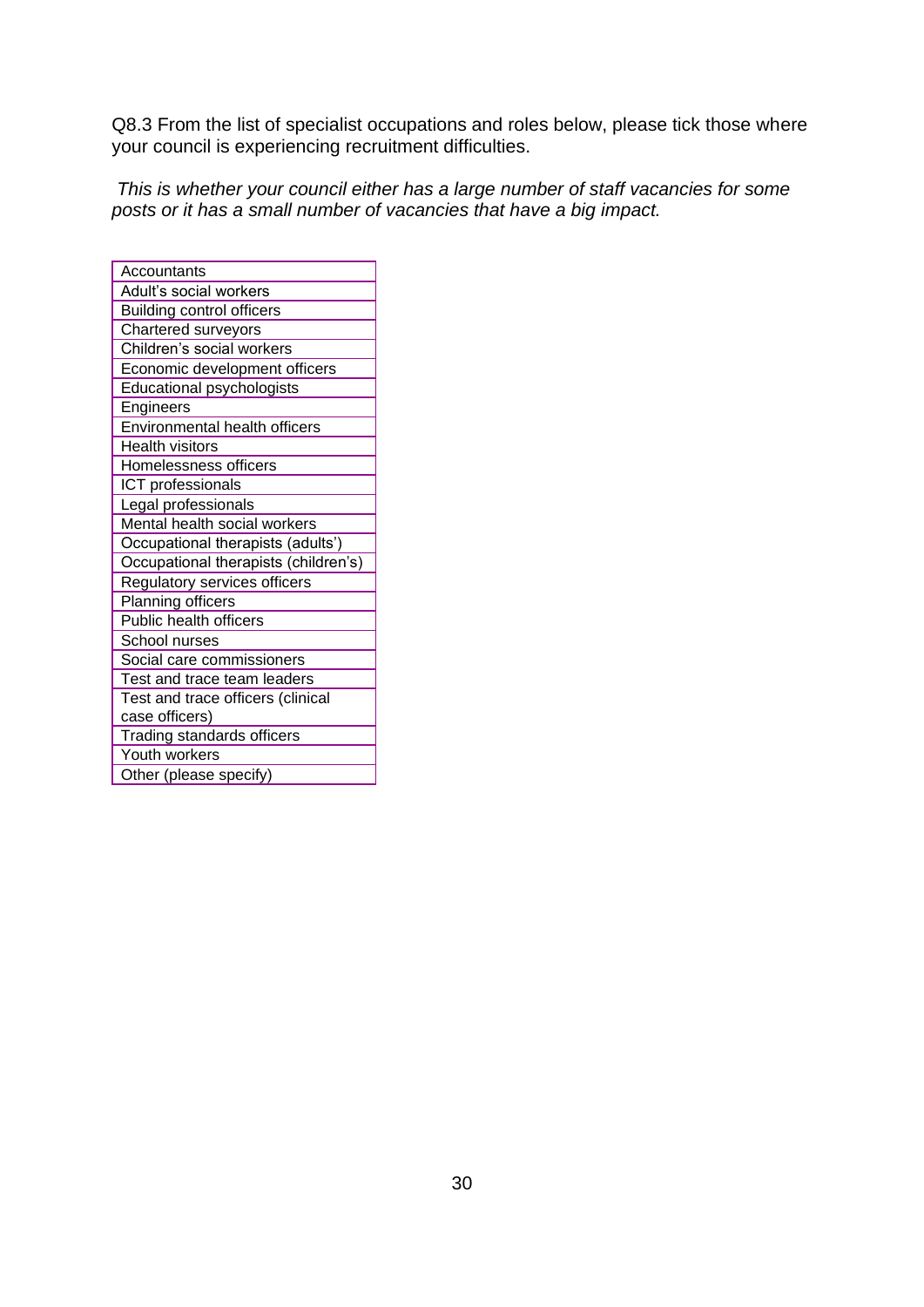Q8.3 From the list of specialist occupations and roles below, please tick those where your council is experiencing recruitment difficulties.

*This is whether your council either has a large number of staff vacancies for some posts or it has a small number of vacancies that have a big impact.*

| |
|---|
| Accountants |
| Adult's social workers |
| Building control officers |
| Chartered surveyors |
| Children's social workers |
| Economic development officers |
| Educational psychologists |
| Engineers |
| Environmental health officers |
| Health visitors |
| Homelessness officers |
| ICT professionals |
| Legal professionals |
| Mental health social workers |
| Occupational therapists (adults') |
| Occupational therapists (children's) |
| Regulatory services officers |
| Planning officers |
| Public health officers |
| School nurses |
| Social care commissioners |
| Test and trace team leaders |
| Test and trace officers (clinical case officers) |
| Trading standards officers |
| Youth workers |
| Other (please specify) |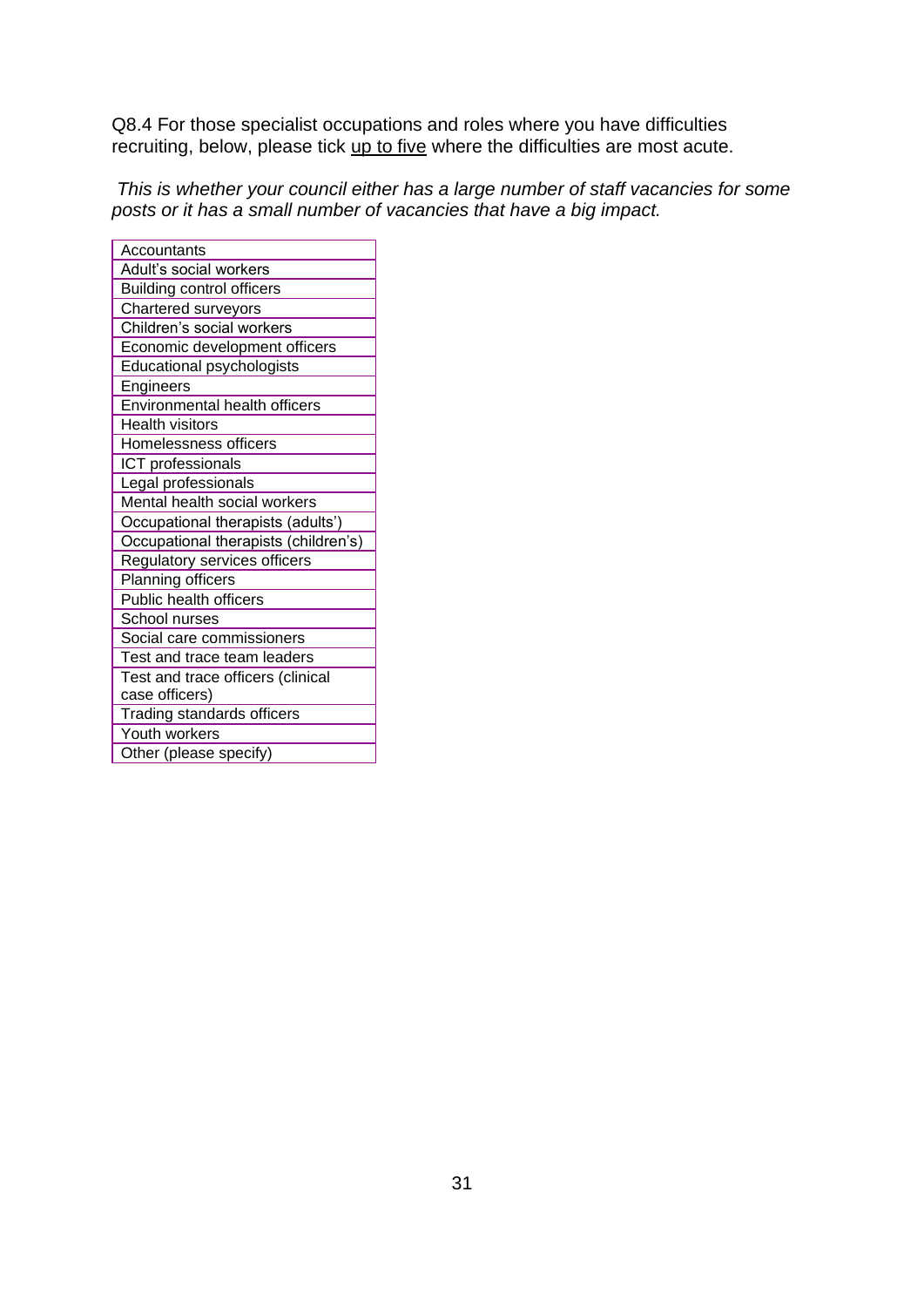Q8.4 For those specialist occupations and roles where you have difficulties recruiting, below, please tick up to five where the difficulties are most acute.

*This is whether your council either has a large number of staff vacancies for some posts or it has a small number of vacancies that have a big impact.*

| |
|---|
| Accountants |
| Adult's social workers |
| Building control officers |
| Chartered surveyors |
| Children's social workers |
| Economic development officers |
| Educational psychologists |
| Engineers |
| Environmental health officers |
| Health visitors |
| Homelessness officers |
| ICT professionals |
| Legal professionals |
| Mental health social workers |
| Occupational therapists (adults') |
| Occupational therapists (children's) |
| Regulatory services officers |
| Planning officers |
| Public health officers |
| School nurses |
| Social care commissioners |
| Test and trace team leaders |
| Test and trace officers (clinical case officers) |
| Trading standards officers |
| Youth workers |
| Other (please specify) |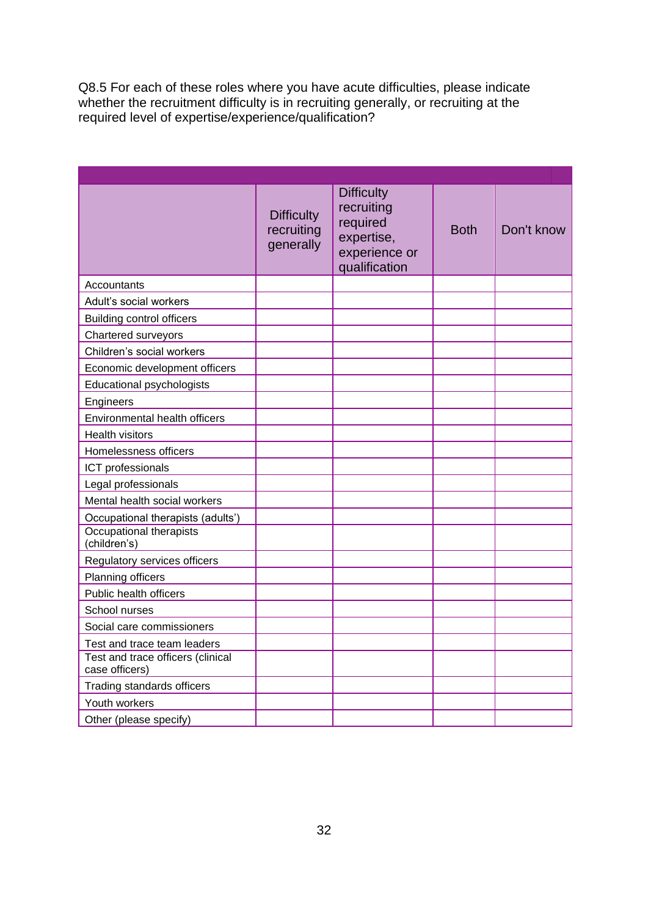Q8.5 For each of these roles where you have acute difficulties, please indicate whether the recruitment difficulty is in recruiting generally, or recruiting at the required level of expertise/experience/qualification?

| | Difficulty recruiting generally | Difficulty recruiting required expertise, experience or qualification | Both | Don't know |
|---|---|---|---|---|
| Accountants | | | | |
| Adult's social workers | | | | |
| Building control officers | | | | |
| Chartered surveyors | | | | |
| Children's social workers | | | | |
| Economic development officers | | | | |
| Educational psychologists | | | | |
| Engineers | | | | |
| Environmental health officers | | | | |
| Health visitors | | | | |
| Homelessness officers | | | | |
| ICT professionals | | | | |
| Legal professionals | | | | |
| Mental health social workers | | | | |
| Occupational therapists (adults') | | | | |
| Occupational therapists (children's) | | | | |
| Regulatory services officers | | | | |
| Planning officers | | | | |
| Public health officers | | | | |
| School nurses | | | | |
| Social care commissioners | | | | |
| Test and trace team leaders | | | | |
| Test and trace officers (clinical case officers) | | | | |
| Trading standards officers | | | | |
| Youth workers | | | | |
| Other (please specify) | | | | |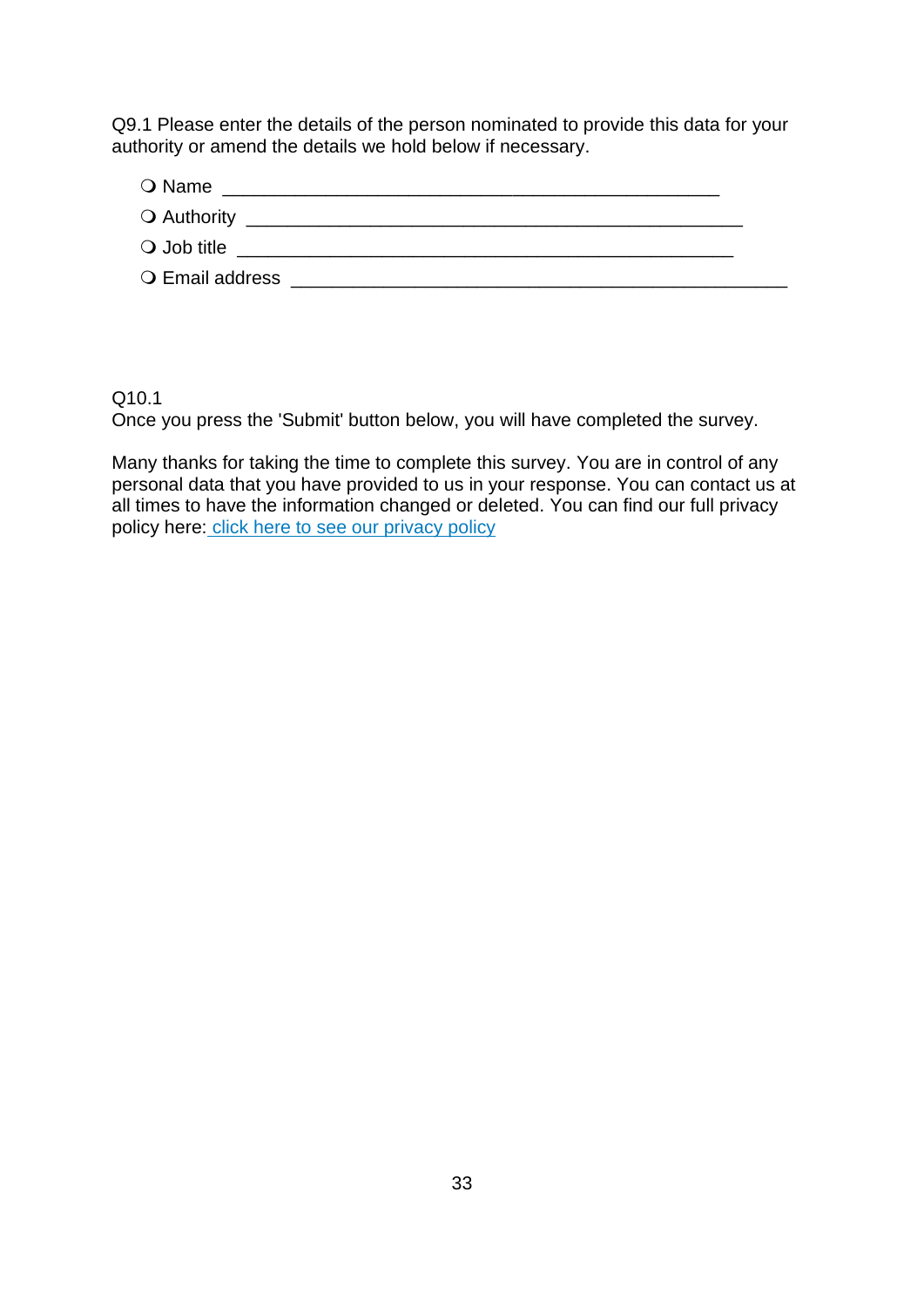Q9.1 Please enter the details of the person nominated to provide this data for your authority or amend the details we hold below if necessary.

- ❍ Name ________________________________________________
- ❍ Authority ________________________________________________
- ❍ Job title ________________________________________________
- ❍ Email address ________________________________________________

Q10.1
Once you press the 'Submit' button below, you will have completed the survey.

Many thanks for taking the time to complete this survey. You are in control of any personal data that you have provided to us in your response. You can contact us at all times to have the information changed or deleted. You can find our full privacy policy here: click here to see our privacy policy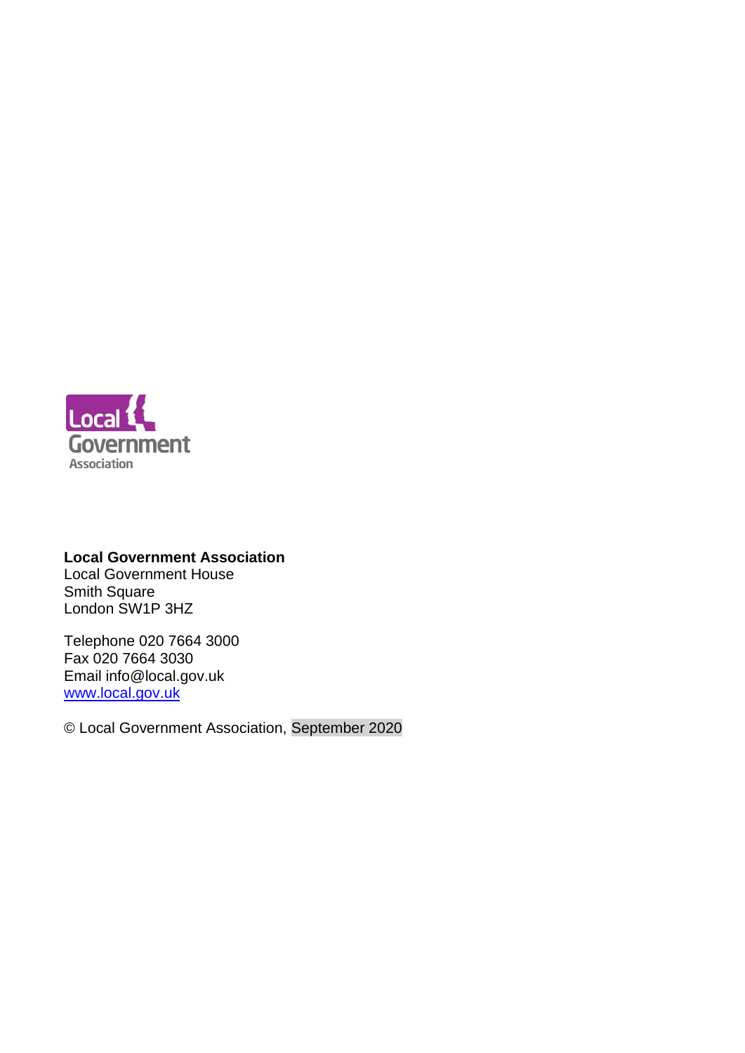**Local Government Association**
Local Government House
Smith Square
London SW1P 3HZ

Telephone 020 7664 3000
Fax 020 7664 3030
Email info@local.gov.uk
www.local.gov.uk

© Local Government Association, September 2020